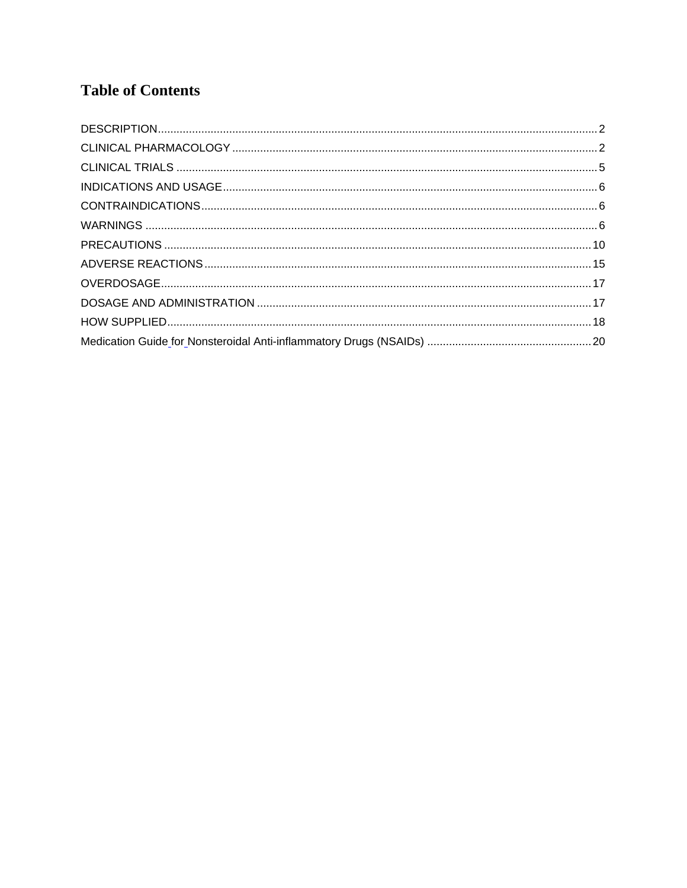# Table of Contents

DESCRIPTION ..... 2
CLINICAL PHARMACOLOGY ..... 2
CLINICAL TRIALS ..... 5
INDICATIONS AND USAGE ..... 6
CONTRAINDICATIONS ..... 6
WARNINGS ..... 6
PRECAUTIONS ..... 10
ADVERSE REACTIONS ..... 15
OVERDOSAGE ..... 17
DOSAGE AND ADMINISTRATION ..... 17
HOW SUPPLIED ..... 18
Medication Guide for Nonsteroidal Anti-inflammatory Drugs (NSAIDs) ..... 20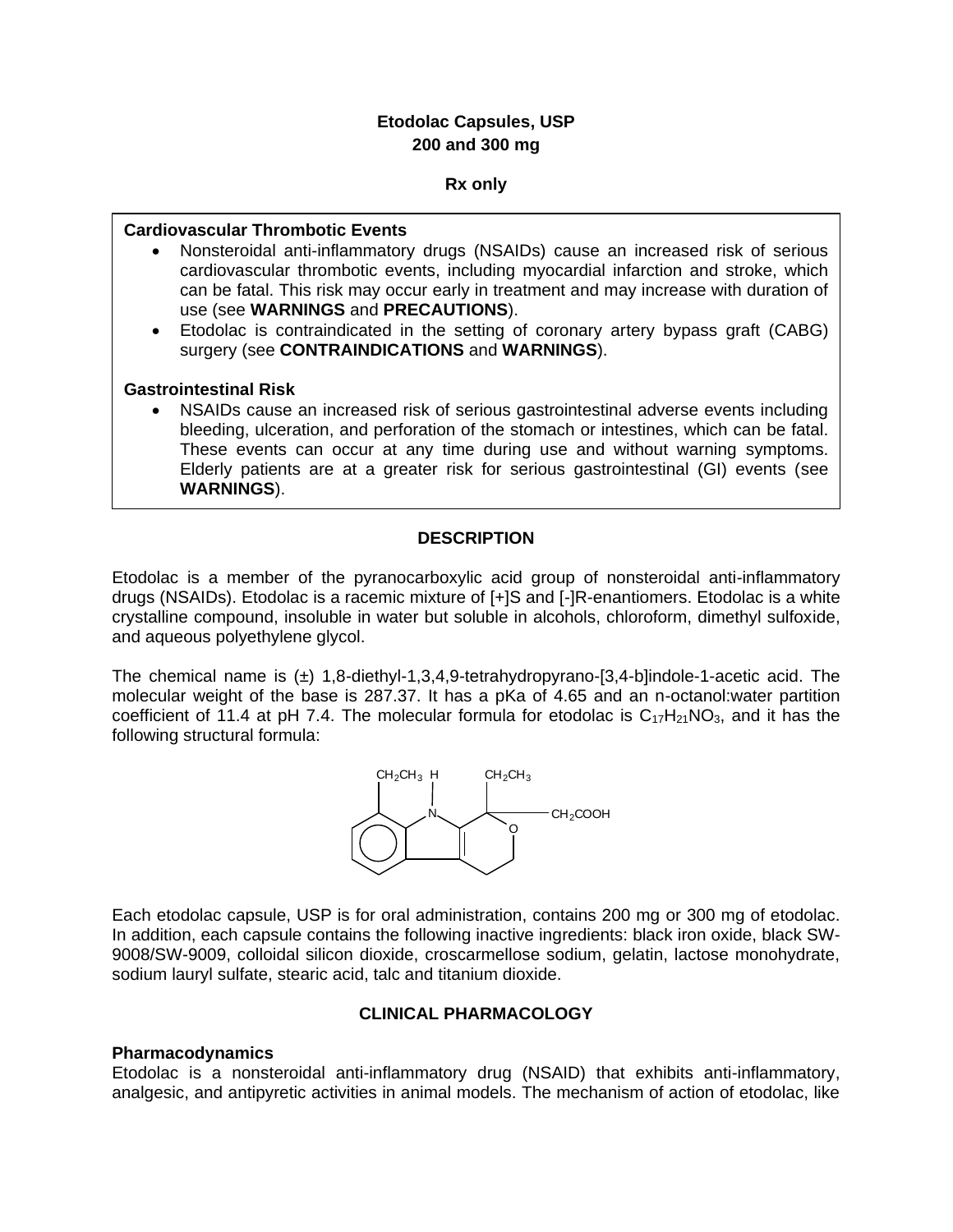**Etodolac Capsules, USP**
**200 and 300 mg**

**Rx only**

**Cardiovascular Thrombotic Events**

- Nonsteroidal anti-inflammatory drugs (NSAIDs) cause an increased risk of serious cardiovascular thrombotic events, including myocardial infarction and stroke, which can be fatal. This risk may occur early in treatment and may increase with duration of use (see **WARNINGS** and **PRECAUTIONS**).
- Etodolac is contraindicated in the setting of coronary artery bypass graft (CABG) surgery (see **CONTRAINDICATIONS** and **WARNINGS**).

**Gastrointestinal Risk**

- NSAIDs cause an increased risk of serious gastrointestinal adverse events including bleeding, ulceration, and perforation of the stomach or intestines, which can be fatal. These events can occur at any time during use and without warning symptoms. Elderly patients are at a greater risk for serious gastrointestinal (GI) events (see **WARNINGS**).

## DESCRIPTION

Etodolac is a member of the pyranocarboxylic acid group of nonsteroidal anti-inflammatory drugs (NSAIDs). Etodolac is a racemic mixture of [+]S and [-]R-enantiomers. Etodolac is a white crystalline compound, insoluble in water but soluble in alcohols, chloroform, dimethyl sulfoxide, and aqueous polyethylene glycol.

The chemical name is (±) 1,8-diethyl-1,3,4,9-tetrahydropyrano-[3,4-b]indole-1-acetic acid. The molecular weight of the base is 287.37. It has a pKa of 4.65 and an n-octanol:water partition coefficient of 11.4 at pH 7.4. The molecular formula for etodolac is $C_{17}H_{21}NO_3$, and it has the following structural formula:

Each etodolac capsule, USP is for oral administration, contains 200 mg or 300 mg of etodolac. In addition, each capsule contains the following inactive ingredients: black iron oxide, black SW-9008/SW-9009, colloidal silicon dioxide, croscarmellose sodium, gelatin, lactose monohydrate, sodium lauryl sulfate, stearic acid, talc and titanium dioxide.

## CLINICAL PHARMACOLOGY

### Pharmacodynamics

Etodolac is a nonsteroidal anti-inflammatory drug (NSAID) that exhibits anti-inflammatory, analgesic, and antipyretic activities in animal models. The mechanism of action of etodolac, like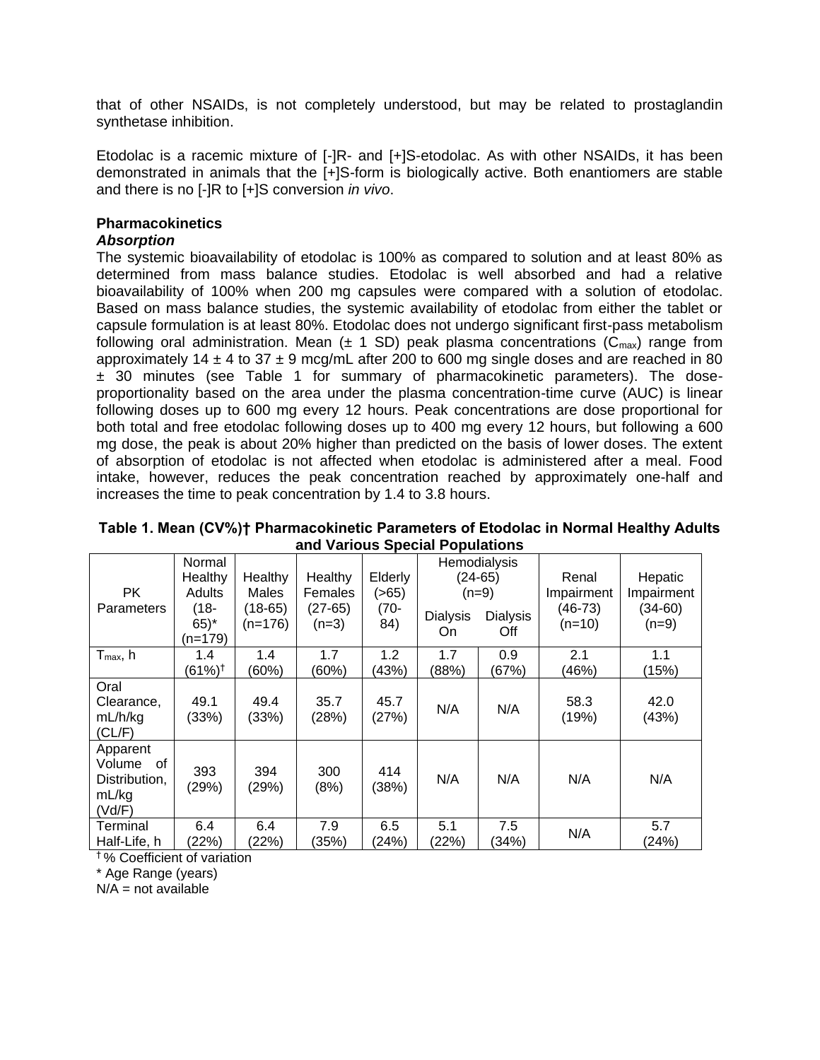that of other NSAIDs, is not completely understood, but may be related to prostaglandin synthetase inhibition.

Etodolac is a racemic mixture of [-]R- and [+]S-etodolac. As with other NSAIDs, it has been demonstrated in animals that the [+]S-form is biologically active. Both enantiomers are stable and there is no [-]R to [+]S conversion *in vivo*.

**Pharmacokinetics**

***Absorption***

The systemic bioavailability of etodolac is 100% as compared to solution and at least 80% as determined from mass balance studies. Etodolac is well absorbed and had a relative bioavailability of 100% when 200 mg capsules were compared with a solution of etodolac. Based on mass balance studies, the systemic availability of etodolac from either the tablet or capsule formulation is at least 80%. Etodolac does not undergo significant first-pass metabolism following oral administration. Mean (± 1 SD) peak plasma concentrations ($C_{max}$) range from approximately 14 ± 4 to 37 ± 9 mcg/mL after 200 to 600 mg single doses and are reached in 80 ± 30 minutes (see Table 1 for summary of pharmacokinetic parameters). The dose-proportionality based on the area under the plasma concentration-time curve (AUC) is linear following doses up to 600 mg every 12 hours. Peak concentrations are dose proportional for both total and free etodolac following doses up to 400 mg every 12 hours, but following a 600 mg dose, the peak is about 20% higher than predicted on the basis of lower doses. The extent of absorption of etodolac is not affected when etodolac is administered after a meal. Food intake, however, reduces the peak concentration reached by approximately one-half and increases the time to peak concentration by 1.4 to 3.8 hours.

**Table 1. Mean (CV%)† Pharmacokinetic Parameters of Etodolac in Normal Healthy Adults and Various Special Populations**

| PK Parameters | Normal Healthy Adults (18-65)* (n=179) | Healthy Males (18-65) (n=176) | Healthy Females (27-65) (n=3) | Elderly (>65) (70-84) | Hemodialysis (24-65) (n=9) Dialysis On | Hemodialysis (24-65) (n=9) Dialysis Off | Renal Impairment (46-73) (n=10) | Hepatic Impairment (34-60) (n=9) |
|---|---|---|---|---|---|---|---|---|
| $T_{max}$, h | 1.4 (61%)† | 1.4 (60%) | 1.7 (60%) | 1.2 (43%) | 1.7 (88%) | 0.9 (67%) | 2.1 (46%) | 1.1 (15%) |
| Oral Clearance, mL/h/kg (CL/F) | 49.1 (33%) | 49.4 (33%) | 35.7 (28%) | 45.7 (27%) | N/A | N/A | 58.3 (19%) | 42.0 (43%) |
| Apparent Volume of Distribution, mL/kg (Vd/F) | 393 (29%) | 394 (29%) | 300 (8%) | 414 (38%) | N/A | N/A | N/A | N/A |
| Terminal Half-Life, h | 6.4 (22%) | 6.4 (22%) | 7.9 (35%) | 6.5 (24%) | 5.1 (22%) | 7.5 (34%) | N/A | 5.7 (24%) |

† % Coefficient of variation

\* Age Range (years)

N/A = not available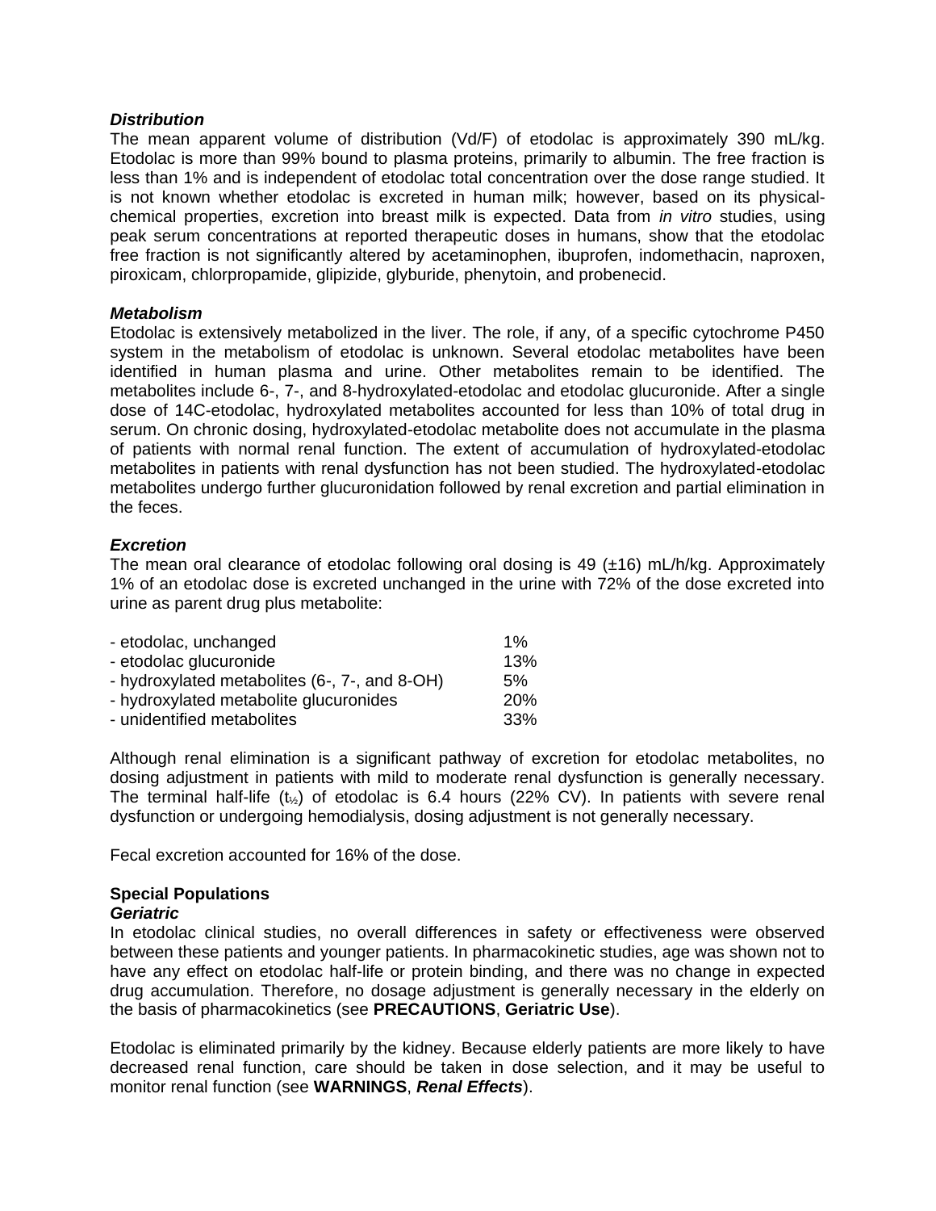***Distribution***

The mean apparent volume of distribution (Vd/F) of etodolac is approximately 390 mL/kg. Etodolac is more than 99% bound to plasma proteins, primarily to albumin. The free fraction is less than 1% and is independent of etodolac total concentration over the dose range studied. It is not known whether etodolac is excreted in human milk; however, based on its physical-chemical properties, excretion into breast milk is expected. Data from *in vitro* studies, using peak serum concentrations at reported therapeutic doses in humans, show that the etodolac free fraction is not significantly altered by acetaminophen, ibuprofen, indomethacin, naproxen, piroxicam, chlorpropamide, glipizide, glyburide, phenytoin, and probenecid.

***Metabolism***

Etodolac is extensively metabolized in the liver. The role, if any, of a specific cytochrome P450 system in the metabolism of etodolac is unknown. Several etodolac metabolites have been identified in human plasma and urine. Other metabolites remain to be identified. The metabolites include 6-, 7-, and 8-hydroxylated-etodolac and etodolac glucuronide. After a single dose of 14C-etodolac, hydroxylated metabolites accounted for less than 10% of total drug in serum. On chronic dosing, hydroxylated-etodolac metabolite does not accumulate in the plasma of patients with normal renal function. The extent of accumulation of hydroxylated-etodolac metabolites in patients with renal dysfunction has not been studied. The hydroxylated-etodolac metabolites undergo further glucuronidation followed by renal excretion and partial elimination in the feces.

***Excretion***

The mean oral clearance of etodolac following oral dosing is 49 (±16) mL/h/kg. Approximately 1% of an etodolac dose is excreted unchanged in the urine with 72% of the dose excreted into urine as parent drug plus metabolite:

| | |
|---|---|
| - etodolac, unchanged | 1% |
| - etodolac glucuronide | 13% |
| - hydroxylated metabolites (6-, 7-, and 8-OH) | 5% |
| - hydroxylated metabolite glucuronides | 20% |
| - unidentified metabolites | 33% |

Although renal elimination is a significant pathway of excretion for etodolac metabolites, no dosing adjustment in patients with mild to moderate renal dysfunction is generally necessary. The terminal half-life ($t_{½}$) of etodolac is 6.4 hours (22% CV). In patients with severe renal dysfunction or undergoing hemodialysis, dosing adjustment is not generally necessary.

Fecal excretion accounted for 16% of the dose.

**Special Populations**

***Geriatric***

In etodolac clinical studies, no overall differences in safety or effectiveness were observed between these patients and younger patients. In pharmacokinetic studies, age was shown not to have any effect on etodolac half-life or protein binding, and there was no change in expected drug accumulation. Therefore, no dosage adjustment is generally necessary in the elderly on the basis of pharmacokinetics (see **PRECAUTIONS**, **Geriatric Use**).

Etodolac is eliminated primarily by the kidney. Because elderly patients are more likely to have decreased renal function, care should be taken in dose selection, and it may be useful to monitor renal function (see **WARNINGS**, ***Renal Effects***).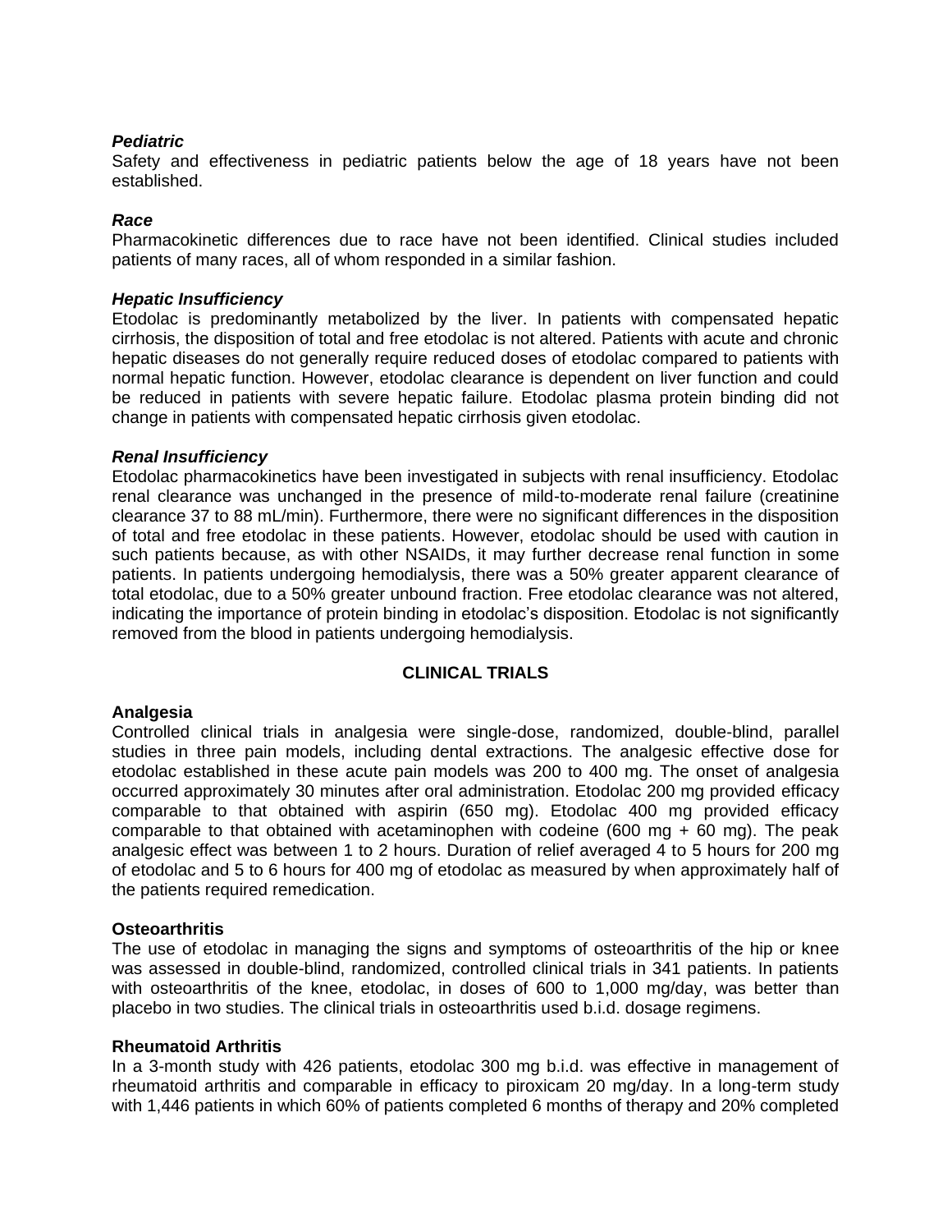### *Pediatric*

Safety and effectiveness in pediatric patients below the age of 18 years have not been established.

### *Race*

Pharmacokinetic differences due to race have not been identified. Clinical studies included patients of many races, all of whom responded in a similar fashion.

### *Hepatic Insufficiency*

Etodolac is predominantly metabolized by the liver. In patients with compensated hepatic cirrhosis, the disposition of total and free etodolac is not altered. Patients with acute and chronic hepatic diseases do not generally require reduced doses of etodolac compared to patients with normal hepatic function. However, etodolac clearance is dependent on liver function and could be reduced in patients with severe hepatic failure. Etodolac plasma protein binding did not change in patients with compensated hepatic cirrhosis given etodolac.

### *Renal Insufficiency*

Etodolac pharmacokinetics have been investigated in subjects with renal insufficiency. Etodolac renal clearance was unchanged in the presence of mild-to-moderate renal failure (creatinine clearance 37 to 88 mL/min). Furthermore, there were no significant differences in the disposition of total and free etodolac in these patients. However, etodolac should be used with caution in such patients because, as with other NSAIDs, it may further decrease renal function in some patients. In patients undergoing hemodialysis, there was a 50% greater apparent clearance of total etodolac, due to a 50% greater unbound fraction. Free etodolac clearance was not altered, indicating the importance of protein binding in etodolac's disposition. Etodolac is not significantly removed from the blood in patients undergoing hemodialysis.

## CLINICAL TRIALS

### Analgesia

Controlled clinical trials in analgesia were single-dose, randomized, double-blind, parallel studies in three pain models, including dental extractions. The analgesic effective dose for etodolac established in these acute pain models was 200 to 400 mg. The onset of analgesia occurred approximately 30 minutes after oral administration. Etodolac 200 mg provided efficacy comparable to that obtained with aspirin (650 mg). Etodolac 400 mg provided efficacy comparable to that obtained with acetaminophen with codeine (600 mg + 60 mg). The peak analgesic effect was between 1 to 2 hours. Duration of relief averaged 4 to 5 hours for 200 mg of etodolac and 5 to 6 hours for 400 mg of etodolac as measured by when approximately half of the patients required remedication.

### Osteoarthritis

The use of etodolac in managing the signs and symptoms of osteoarthritis of the hip or knee was assessed in double-blind, randomized, controlled clinical trials in 341 patients. In patients with osteoarthritis of the knee, etodolac, in doses of 600 to 1,000 mg/day, was better than placebo in two studies. The clinical trials in osteoarthritis used b.i.d. dosage regimens.

### Rheumatoid Arthritis

In a 3-month study with 426 patients, etodolac 300 mg b.i.d. was effective in management of rheumatoid arthritis and comparable in efficacy to piroxicam 20 mg/day. In a long-term study with 1,446 patients in which 60% of patients completed 6 months of therapy and 20% completed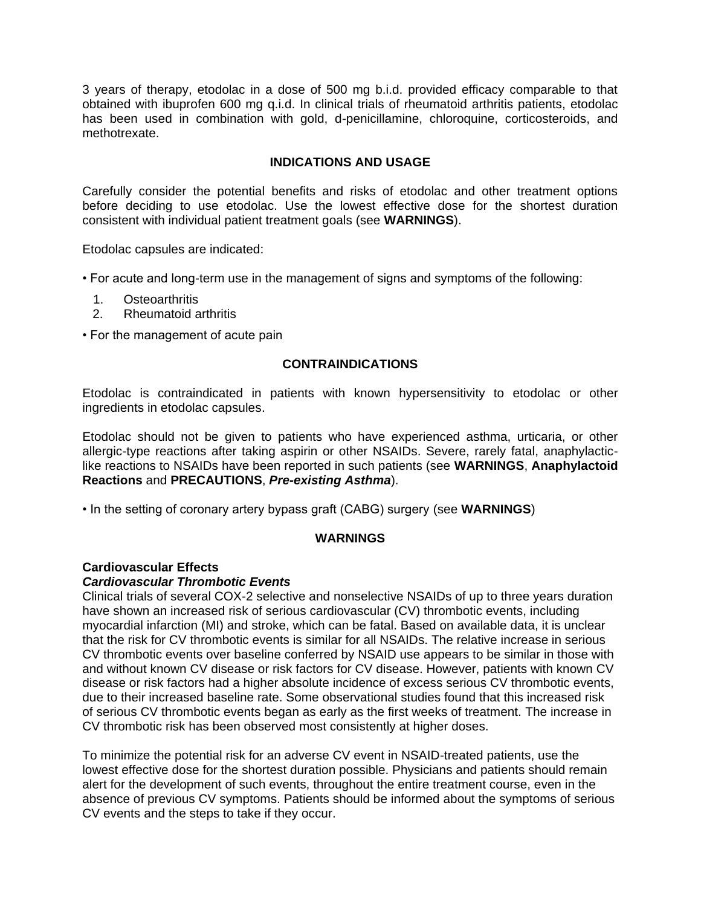3 years of therapy, etodolac in a dose of 500 mg b.i.d. provided efficacy comparable to that obtained with ibuprofen 600 mg q.i.d. In clinical trials of rheumatoid arthritis patients, etodolac has been used in combination with gold, d-penicillamine, chloroquine, corticosteroids, and methotrexate.

## INDICATIONS AND USAGE

Carefully consider the potential benefits and risks of etodolac and other treatment options before deciding to use etodolac. Use the lowest effective dose for the shortest duration consistent with individual patient treatment goals (see **WARNINGS**).

Etodolac capsules are indicated:

- For acute and long-term use in the management of signs and symptoms of the following:
  1. Osteoarthritis
  2. Rheumatoid arthritis
- For the management of acute pain

## CONTRAINDICATIONS

Etodolac is contraindicated in patients with known hypersensitivity to etodolac or other ingredients in etodolac capsules.

Etodolac should not be given to patients who have experienced asthma, urticaria, or other allergic-type reactions after taking aspirin or other NSAIDs. Severe, rarely fatal, anaphylactic-like reactions to NSAIDs have been reported in such patients (see **WARNINGS**, **Anaphylactoid Reactions** and **PRECAUTIONS**, ***Pre-existing Asthma***).

- In the setting of coronary artery bypass graft (CABG) surgery (see **WARNINGS**)

## WARNINGS

### Cardiovascular Effects

#### *Cardiovascular Thrombotic Events*

Clinical trials of several COX-2 selective and nonselective NSAIDs of up to three years duration have shown an increased risk of serious cardiovascular (CV) thrombotic events, including myocardial infarction (MI) and stroke, which can be fatal. Based on available data, it is unclear that the risk for CV thrombotic events is similar for all NSAIDs. The relative increase in serious CV thrombotic events over baseline conferred by NSAID use appears to be similar in those with and without known CV disease or risk factors for CV disease. However, patients with known CV disease or risk factors had a higher absolute incidence of excess serious CV thrombotic events, due to their increased baseline rate. Some observational studies found that this increased risk of serious CV thrombotic events began as early as the first weeks of treatment. The increase in CV thrombotic risk has been observed most consistently at higher doses.

To minimize the potential risk for an adverse CV event in NSAID-treated patients, use the lowest effective dose for the shortest duration possible. Physicians and patients should remain alert for the development of such events, throughout the entire treatment course, even in the absence of previous CV symptoms. Patients should be informed about the symptoms of serious CV events and the steps to take if they occur.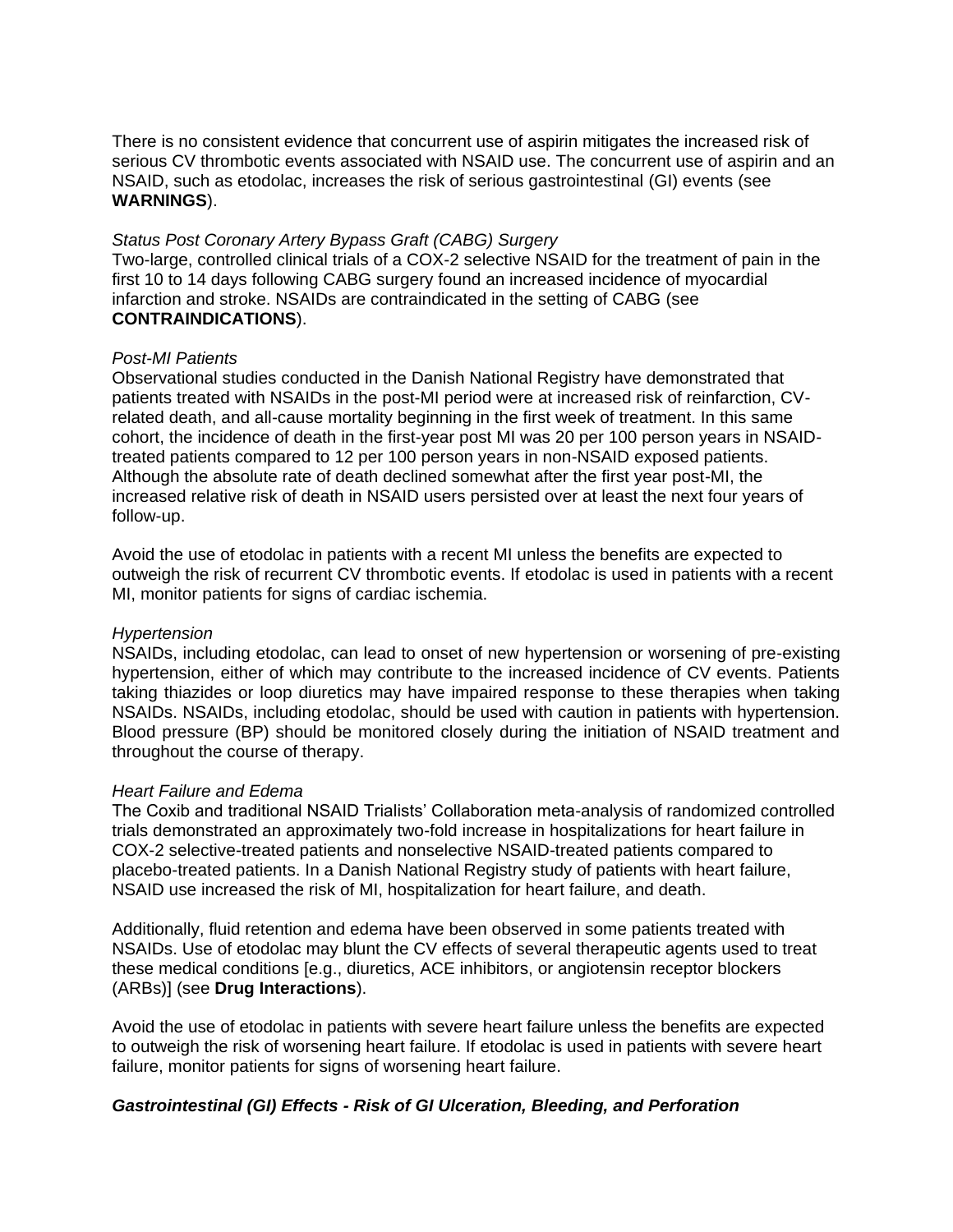There is no consistent evidence that concurrent use of aspirin mitigates the increased risk of serious CV thrombotic events associated with NSAID use. The concurrent use of aspirin and an NSAID, such as etodolac, increases the risk of serious gastrointestinal (GI) events (see **WARNINGS**).

*Status Post Coronary Artery Bypass Graft (CABG) Surgery*

Two-large, controlled clinical trials of a COX-2 selective NSAID for the treatment of pain in the first 10 to 14 days following CABG surgery found an increased incidence of myocardial infarction and stroke. NSAIDs are contraindicated in the setting of CABG (see **CONTRAINDICATIONS**).

*Post-MI Patients*

Observational studies conducted in the Danish National Registry have demonstrated that patients treated with NSAIDs in the post-MI period were at increased risk of reinfarction, CV-related death, and all-cause mortality beginning in the first week of treatment. In this same cohort, the incidence of death in the first-year post MI was 20 per 100 person years in NSAID-treated patients compared to 12 per 100 person years in non-NSAID exposed patients. Although the absolute rate of death declined somewhat after the first year post-MI, the increased relative risk of death in NSAID users persisted over at least the next four years of follow-up.

Avoid the use of etodolac in patients with a recent MI unless the benefits are expected to outweigh the risk of recurrent CV thrombotic events. If etodolac is used in patients with a recent MI, monitor patients for signs of cardiac ischemia.

*Hypertension*

NSAIDs, including etodolac, can lead to onset of new hypertension or worsening of pre-existing hypertension, either of which may contribute to the increased incidence of CV events. Patients taking thiazides or loop diuretics may have impaired response to these therapies when taking NSAIDs. NSAIDs, including etodolac, should be used with caution in patients with hypertension. Blood pressure (BP) should be monitored closely during the initiation of NSAID treatment and throughout the course of therapy.

*Heart Failure and Edema*

The Coxib and traditional NSAID Trialists' Collaboration meta-analysis of randomized controlled trials demonstrated an approximately two-fold increase in hospitalizations for heart failure in COX-2 selective-treated patients and nonselective NSAID-treated patients compared to placebo-treated patients. In a Danish National Registry study of patients with heart failure, NSAID use increased the risk of MI, hospitalization for heart failure, and death.

Additionally, fluid retention and edema have been observed in some patients treated with NSAIDs. Use of etodolac may blunt the CV effects of several therapeutic agents used to treat these medical conditions [e.g., diuretics, ACE inhibitors, or angiotensin receptor blockers (ARBs)] (see **Drug Interactions**).

Avoid the use of etodolac in patients with severe heart failure unless the benefits are expected to outweigh the risk of worsening heart failure. If etodolac is used in patients with severe heart failure, monitor patients for signs of worsening heart failure.

***Gastrointestinal (GI) Effects - Risk of GI Ulceration, Bleeding, and Perforation***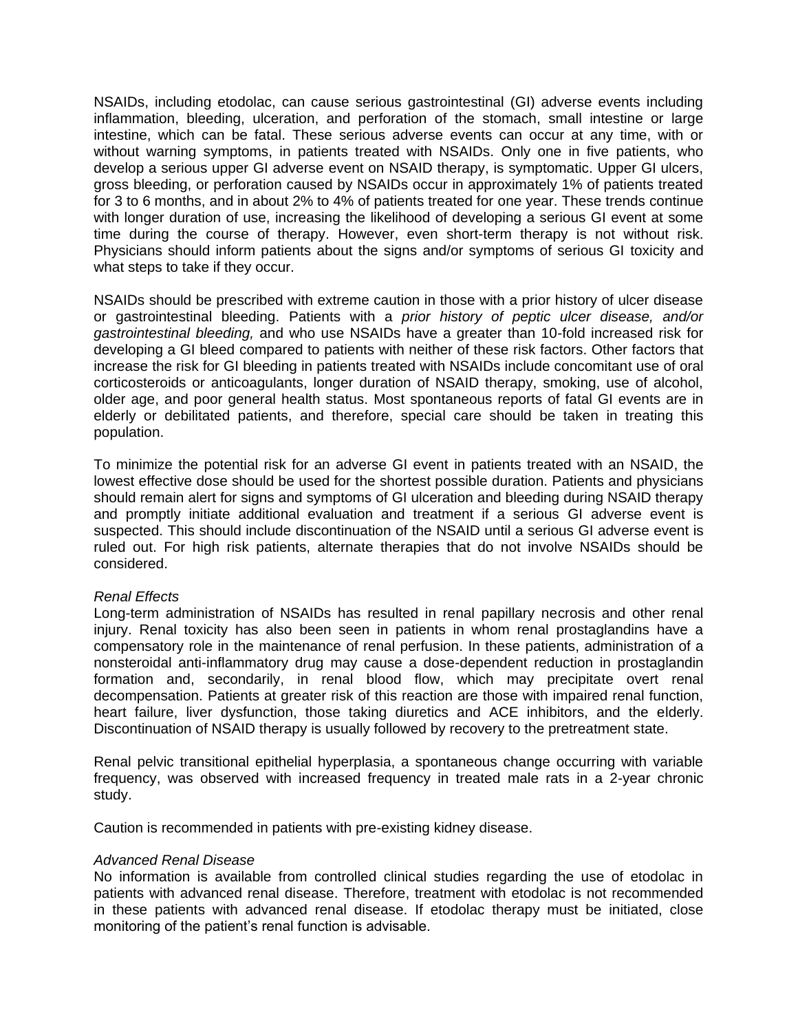NSAIDs, including etodolac, can cause serious gastrointestinal (GI) adverse events including inflammation, bleeding, ulceration, and perforation of the stomach, small intestine or large intestine, which can be fatal. These serious adverse events can occur at any time, with or without warning symptoms, in patients treated with NSAIDs. Only one in five patients, who develop a serious upper GI adverse event on NSAID therapy, is symptomatic. Upper GI ulcers, gross bleeding, or perforation caused by NSAIDs occur in approximately 1% of patients treated for 3 to 6 months, and in about 2% to 4% of patients treated for one year. These trends continue with longer duration of use, increasing the likelihood of developing a serious GI event at some time during the course of therapy. However, even short-term therapy is not without risk. Physicians should inform patients about the signs and/or symptoms of serious GI toxicity and what steps to take if they occur.

NSAIDs should be prescribed with extreme caution in those with a prior history of ulcer disease or gastrointestinal bleeding. Patients with a *prior history of peptic ulcer disease, and/or gastrointestinal bleeding,* and who use NSAIDs have a greater than 10-fold increased risk for developing a GI bleed compared to patients with neither of these risk factors. Other factors that increase the risk for GI bleeding in patients treated with NSAIDs include concomitant use of oral corticosteroids or anticoagulants, longer duration of NSAID therapy, smoking, use of alcohol, older age, and poor general health status. Most spontaneous reports of fatal GI events are in elderly or debilitated patients, and therefore, special care should be taken in treating this population.

To minimize the potential risk for an adverse GI event in patients treated with an NSAID, the lowest effective dose should be used for the shortest possible duration. Patients and physicians should remain alert for signs and symptoms of GI ulceration and bleeding during NSAID therapy and promptly initiate additional evaluation and treatment if a serious GI adverse event is suspected. This should include discontinuation of the NSAID until a serious GI adverse event is ruled out. For high risk patients, alternate therapies that do not involve NSAIDs should be considered.

*Renal Effects*

Long-term administration of NSAIDs has resulted in renal papillary necrosis and other renal injury. Renal toxicity has also been seen in patients in whom renal prostaglandins have a compensatory role in the maintenance of renal perfusion. In these patients, administration of a nonsteroidal anti-inflammatory drug may cause a dose-dependent reduction in prostaglandin formation and, secondarily, in renal blood flow, which may precipitate overt renal decompensation. Patients at greater risk of this reaction are those with impaired renal function, heart failure, liver dysfunction, those taking diuretics and ACE inhibitors, and the elderly. Discontinuation of NSAID therapy is usually followed by recovery to the pretreatment state.

Renal pelvic transitional epithelial hyperplasia, a spontaneous change occurring with variable frequency, was observed with increased frequency in treated male rats in a 2-year chronic study.

Caution is recommended in patients with pre-existing kidney disease.

*Advanced Renal Disease*

No information is available from controlled clinical studies regarding the use of etodolac in patients with advanced renal disease. Therefore, treatment with etodolac is not recommended in these patients with advanced renal disease. If etodolac therapy must be initiated, close monitoring of the patient's renal function is advisable.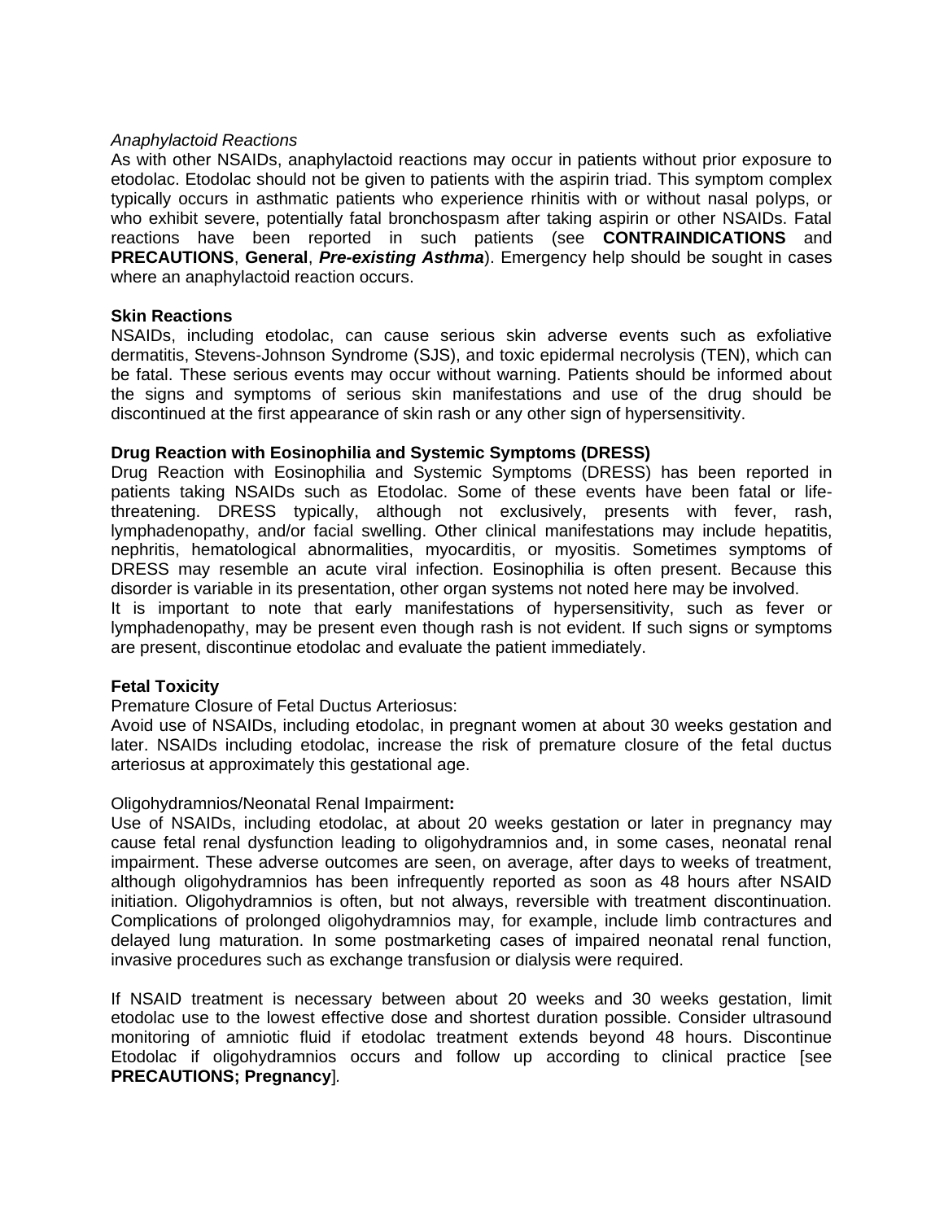*Anaphylactoid Reactions*

As with other NSAIDs, anaphylactoid reactions may occur in patients without prior exposure to etodolac. Etodolac should not be given to patients with the aspirin triad. This symptom complex typically occurs in asthmatic patients who experience rhinitis with or without nasal polyps, or who exhibit severe, potentially fatal bronchospasm after taking aspirin or other NSAIDs. Fatal reactions have been reported in such patients (see **CONTRAINDICATIONS** and **PRECAUTIONS**, **General**, ***Pre-existing Asthma***). Emergency help should be sought in cases where an anaphylactoid reaction occurs.

**Skin Reactions**

NSAIDs, including etodolac, can cause serious skin adverse events such as exfoliative dermatitis, Stevens-Johnson Syndrome (SJS), and toxic epidermal necrolysis (TEN), which can be fatal. These serious events may occur without warning. Patients should be informed about the signs and symptoms of serious skin manifestations and use of the drug should be discontinued at the first appearance of skin rash or any other sign of hypersensitivity.

**Drug Reaction with Eosinophilia and Systemic Symptoms (DRESS)**

Drug Reaction with Eosinophilia and Systemic Symptoms (DRESS) has been reported in patients taking NSAIDs such as Etodolac. Some of these events have been fatal or life-threatening. DRESS typically, although not exclusively, presents with fever, rash, lymphadenopathy, and/or facial swelling. Other clinical manifestations may include hepatitis, nephritis, hematological abnormalities, myocarditis, or myositis. Sometimes symptoms of DRESS may resemble an acute viral infection. Eosinophilia is often present. Because this disorder is variable in its presentation, other organ systems not noted here may be involved.

It is important to note that early manifestations of hypersensitivity, such as fever or lymphadenopathy, may be present even though rash is not evident. If such signs or symptoms are present, discontinue etodolac and evaluate the patient immediately.

**Fetal Toxicity**

Premature Closure of Fetal Ductus Arteriosus:

Avoid use of NSAIDs, including etodolac, in pregnant women at about 30 weeks gestation and later. NSAIDs including etodolac, increase the risk of premature closure of the fetal ductus arteriosus at approximately this gestational age.

Oligohydramnios/Neonatal Renal Impairment**:**

Use of NSAIDs, including etodolac, at about 20 weeks gestation or later in pregnancy may cause fetal renal dysfunction leading to oligohydramnios and, in some cases, neonatal renal impairment. These adverse outcomes are seen, on average, after days to weeks of treatment, although oligohydramnios has been infrequently reported as soon as 48 hours after NSAID initiation. Oligohydramnios is often, but not always, reversible with treatment discontinuation. Complications of prolonged oligohydramnios may, for example, include limb contractures and delayed lung maturation. In some postmarketing cases of impaired neonatal renal function, invasive procedures such as exchange transfusion or dialysis were required.

If NSAID treatment is necessary between about 20 weeks and 30 weeks gestation, limit etodolac use to the lowest effective dose and shortest duration possible. Consider ultrasound monitoring of amniotic fluid if etodolac treatment extends beyond 48 hours. Discontinue Etodolac if oligohydramnios occurs and follow up according to clinical practice [see **PRECAUTIONS; Pregnancy**].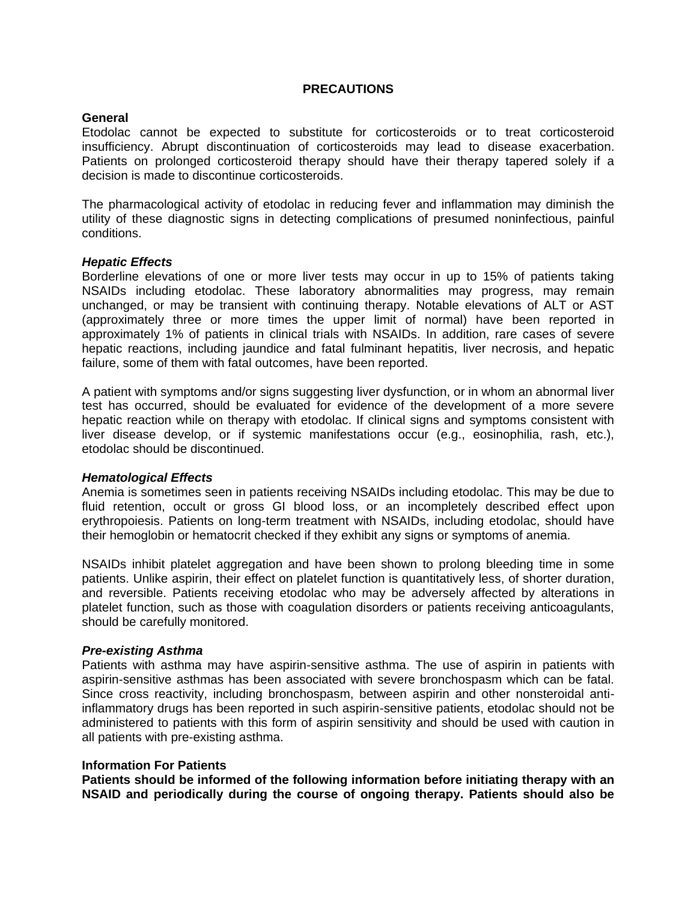## PRECAUTIONS

**General**

Etodolac cannot be expected to substitute for corticosteroids or to treat corticosteroid insufficiency. Abrupt discontinuation of corticosteroids may lead to disease exacerbation. Patients on prolonged corticosteroid therapy should have their therapy tapered solely if a decision is made to discontinue corticosteroids.

The pharmacological activity of etodolac in reducing fever and inflammation may diminish the utility of these diagnostic signs in detecting complications of presumed noninfectious, painful conditions.

***Hepatic Effects***

Borderline elevations of one or more liver tests may occur in up to 15% of patients taking NSAIDs including etodolac. These laboratory abnormalities may progress, may remain unchanged, or may be transient with continuing therapy. Notable elevations of ALT or AST (approximately three or more times the upper limit of normal) have been reported in approximately 1% of patients in clinical trials with NSAIDs. In addition, rare cases of severe hepatic reactions, including jaundice and fatal fulminant hepatitis, liver necrosis, and hepatic failure, some of them with fatal outcomes, have been reported.

A patient with symptoms and/or signs suggesting liver dysfunction, or in whom an abnormal liver test has occurred, should be evaluated for evidence of the development of a more severe hepatic reaction while on therapy with etodolac. If clinical signs and symptoms consistent with liver disease develop, or if systemic manifestations occur (e.g., eosinophilia, rash, etc.), etodolac should be discontinued.

***Hematological Effects***

Anemia is sometimes seen in patients receiving NSAIDs including etodolac. This may be due to fluid retention, occult or gross GI blood loss, or an incompletely described effect upon erythropoiesis. Patients on long-term treatment with NSAIDs, including etodolac, should have their hemoglobin or hematocrit checked if they exhibit any signs or symptoms of anemia.

NSAIDs inhibit platelet aggregation and have been shown to prolong bleeding time in some patients. Unlike aspirin, their effect on platelet function is quantitatively less, of shorter duration, and reversible. Patients receiving etodolac who may be adversely affected by alterations in platelet function, such as those with coagulation disorders or patients receiving anticoagulants, should be carefully monitored.

***Pre-existing Asthma***

Patients with asthma may have aspirin-sensitive asthma. The use of aspirin in patients with aspirin-sensitive asthmas has been associated with severe bronchospasm which can be fatal. Since cross reactivity, including bronchospasm, between aspirin and other nonsteroidal anti-inflammatory drugs has been reported in such aspirin-sensitive patients, etodolac should not be administered to patients with this form of aspirin sensitivity and should be used with caution in all patients with pre-existing asthma.

**Information For Patients**

**Patients should be informed of the following information before initiating therapy with an NSAID and periodically during the course of ongoing therapy. Patients should also be**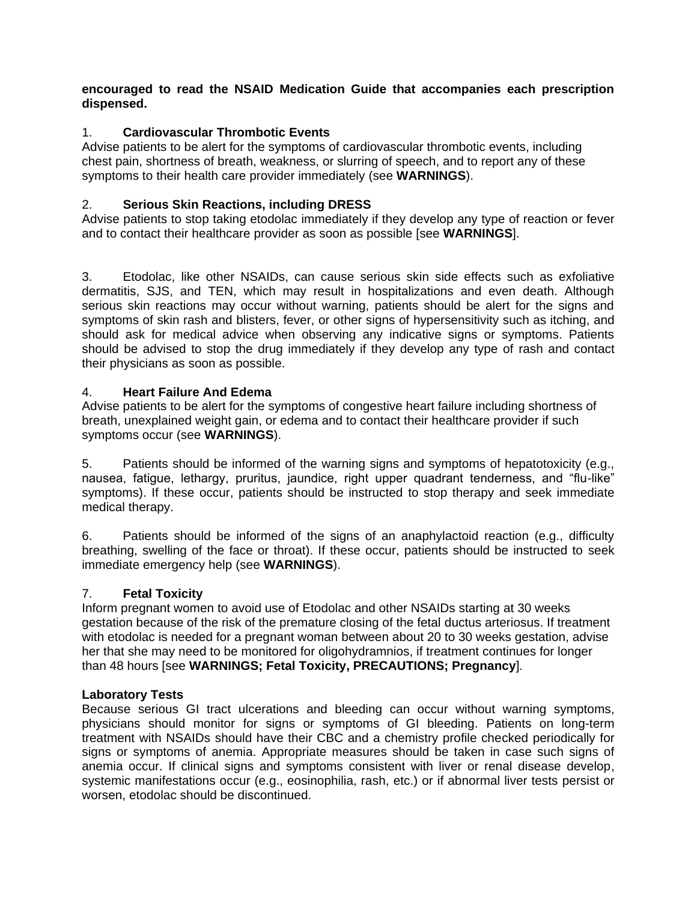**encouraged to read the NSAID Medication Guide that accompanies each prescription dispensed.**

1. **Cardiovascular Thrombotic Events**
Advise patients to be alert for the symptoms of cardiovascular thrombotic events, including chest pain, shortness of breath, weakness, or slurring of speech, and to report any of these symptoms to their health care provider immediately (see **WARNINGS**).

2. **Serious Skin Reactions, including DRESS**
Advise patients to stop taking etodolac immediately if they develop any type of reaction or fever and to contact their healthcare provider as soon as possible [see **WARNINGS**].

3. Etodolac, like other NSAIDs, can cause serious skin side effects such as exfoliative dermatitis, SJS, and TEN, which may result in hospitalizations and even death. Although serious skin reactions may occur without warning, patients should be alert for the signs and symptoms of skin rash and blisters, fever, or other signs of hypersensitivity such as itching, and should ask for medical advice when observing any indicative signs or symptoms. Patients should be advised to stop the drug immediately if they develop any type of rash and contact their physicians as soon as possible.

4. **Heart Failure And Edema**
Advise patients to be alert for the symptoms of congestive heart failure including shortness of breath, unexplained weight gain, or edema and to contact their healthcare provider if such symptoms occur (see **WARNINGS**).

5. Patients should be informed of the warning signs and symptoms of hepatotoxicity (e.g., nausea, fatigue, lethargy, pruritus, jaundice, right upper quadrant tenderness, and "flu-like" symptoms). If these occur, patients should be instructed to stop therapy and seek immediate medical therapy.

6. Patients should be informed of the signs of an anaphylactoid reaction (e.g., difficulty breathing, swelling of the face or throat). If these occur, patients should be instructed to seek immediate emergency help (see **WARNINGS**).

7. **Fetal Toxicity**
Inform pregnant women to avoid use of Etodolac and other NSAIDs starting at 30 weeks gestation because of the risk of the premature closing of the fetal ductus arteriosus. If treatment with etodolac is needed for a pregnant woman between about 20 to 30 weeks gestation, advise her that she may need to be monitored for oligohydramnios, if treatment continues for longer than 48 hours [see **WARNINGS; Fetal Toxicity, PRECAUTIONS; Pregnancy**].

**Laboratory Tests**
Because serious GI tract ulcerations and bleeding can occur without warning symptoms, physicians should monitor for signs or symptoms of GI bleeding. Patients on long-term treatment with NSAIDs should have their CBC and a chemistry profile checked periodically for signs or symptoms of anemia. Appropriate measures should be taken in case such signs of anemia occur. If clinical signs and symptoms consistent with liver or renal disease develop, systemic manifestations occur (e.g., eosinophilia, rash, etc.) or if abnormal liver tests persist or worsen, etodolac should be discontinued.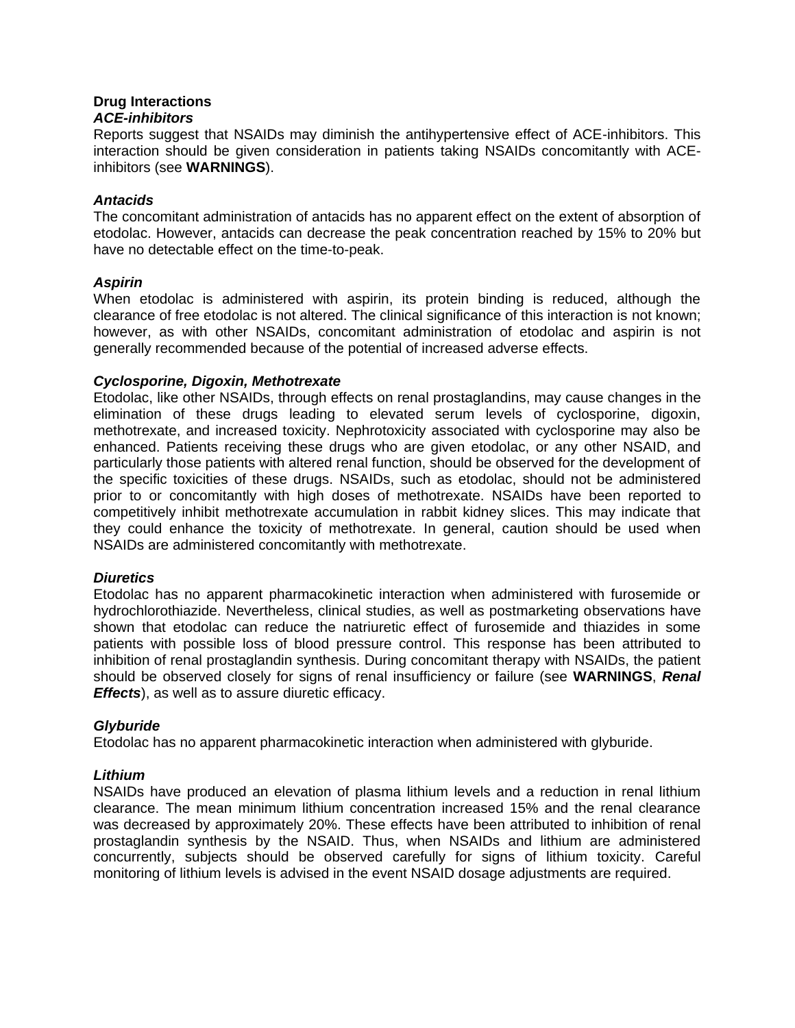**Drug Interactions**

***ACE-inhibitors***

Reports suggest that NSAIDs may diminish the antihypertensive effect of ACE-inhibitors. This interaction should be given consideration in patients taking NSAIDs concomitantly with ACE-inhibitors (see **WARNINGS**).

***Antacids***

The concomitant administration of antacids has no apparent effect on the extent of absorption of etodolac. However, antacids can decrease the peak concentration reached by 15% to 20% but have no detectable effect on the time-to-peak.

***Aspirin***

When etodolac is administered with aspirin, its protein binding is reduced, although the clearance of free etodolac is not altered. The clinical significance of this interaction is not known; however, as with other NSAIDs, concomitant administration of etodolac and aspirin is not generally recommended because of the potential of increased adverse effects.

***Cyclosporine, Digoxin, Methotrexate***

Etodolac, like other NSAIDs, through effects on renal prostaglandins, may cause changes in the elimination of these drugs leading to elevated serum levels of cyclosporine, digoxin, methotrexate, and increased toxicity. Nephrotoxicity associated with cyclosporine may also be enhanced. Patients receiving these drugs who are given etodolac, or any other NSAID, and particularly those patients with altered renal function, should be observed for the development of the specific toxicities of these drugs. NSAIDs, such as etodolac, should not be administered prior to or concomitantly with high doses of methotrexate. NSAIDs have been reported to competitively inhibit methotrexate accumulation in rabbit kidney slices. This may indicate that they could enhance the toxicity of methotrexate. In general, caution should be used when NSAIDs are administered concomitantly with methotrexate.

***Diuretics***

Etodolac has no apparent pharmacokinetic interaction when administered with furosemide or hydrochlorothiazide. Nevertheless, clinical studies, as well as postmarketing observations have shown that etodolac can reduce the natriuretic effect of furosemide and thiazides in some patients with possible loss of blood pressure control. This response has been attributed to inhibition of renal prostaglandin synthesis. During concomitant therapy with NSAIDs, the patient should be observed closely for signs of renal insufficiency or failure (see **WARNINGS**, ***Renal Effects***), as well as to assure diuretic efficacy.

***Glyburide***

Etodolac has no apparent pharmacokinetic interaction when administered with glyburide.

***Lithium***

NSAIDs have produced an elevation of plasma lithium levels and a reduction in renal lithium clearance. The mean minimum lithium concentration increased 15% and the renal clearance was decreased by approximately 20%. These effects have been attributed to inhibition of renal prostaglandin synthesis by the NSAID. Thus, when NSAIDs and lithium are administered concurrently, subjects should be observed carefully for signs of lithium toxicity. Careful monitoring of lithium levels is advised in the event NSAID dosage adjustments are required.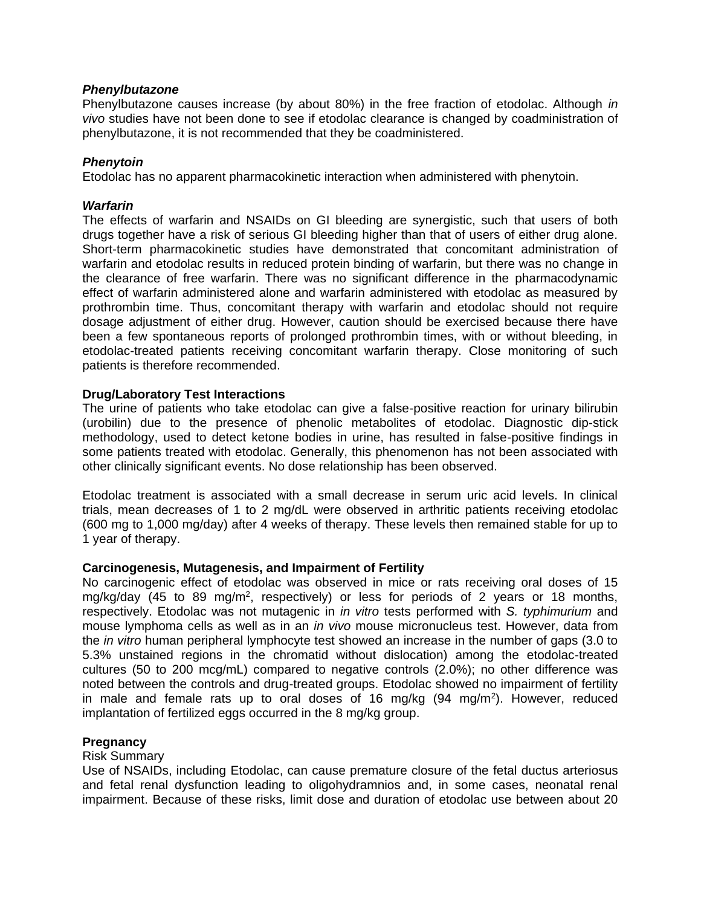***Phenylbutazone***

Phenylbutazone causes increase (by about 80%) in the free fraction of etodolac. Although *in vivo* studies have not been done to see if etodolac clearance is changed by coadministration of phenylbutazone, it is not recommended that they be coadministered.

***Phenytoin***

Etodolac has no apparent pharmacokinetic interaction when administered with phenytoin.

***Warfarin***

The effects of warfarin and NSAIDs on GI bleeding are synergistic, such that users of both drugs together have a risk of serious GI bleeding higher than that of users of either drug alone. Short-term pharmacokinetic studies have demonstrated that concomitant administration of warfarin and etodolac results in reduced protein binding of warfarin, but there was no change in the clearance of free warfarin. There was no significant difference in the pharmacodynamic effect of warfarin administered alone and warfarin administered with etodolac as measured by prothrombin time. Thus, concomitant therapy with warfarin and etodolac should not require dosage adjustment of either drug. However, caution should be exercised because there have been a few spontaneous reports of prolonged prothrombin times, with or without bleeding, in etodolac-treated patients receiving concomitant warfarin therapy. Close monitoring of such patients is therefore recommended.

**Drug/Laboratory Test Interactions**

The urine of patients who take etodolac can give a false-positive reaction for urinary bilirubin (urobilin) due to the presence of phenolic metabolites of etodolac. Diagnostic dip-stick methodology, used to detect ketone bodies in urine, has resulted in false-positive findings in some patients treated with etodolac. Generally, this phenomenon has not been associated with other clinically significant events. No dose relationship has been observed.

Etodolac treatment is associated with a small decrease in serum uric acid levels. In clinical trials, mean decreases of 1 to 2 mg/dL were observed in arthritic patients receiving etodolac (600 mg to 1,000 mg/day) after 4 weeks of therapy. These levels then remained stable for up to 1 year of therapy.

**Carcinogenesis, Mutagenesis, and Impairment of Fertility**

No carcinogenic effect of etodolac was observed in mice or rats receiving oral doses of 15 mg/kg/day (45 to 89 mg/m$^2$, respectively) or less for periods of 2 years or 18 months, respectively. Etodolac was not mutagenic in *in vitro* tests performed with *S. typhimurium* and mouse lymphoma cells as well as in an *in vivo* mouse micronucleus test. However, data from the *in vitro* human peripheral lymphocyte test showed an increase in the number of gaps (3.0 to 5.3% unstained regions in the chromatid without dislocation) among the etodolac-treated cultures (50 to 200 mcg/mL) compared to negative controls (2.0%); no other difference was noted between the controls and drug-treated groups. Etodolac showed no impairment of fertility in male and female rats up to oral doses of 16 mg/kg (94 mg/m$^2$). However, reduced implantation of fertilized eggs occurred in the 8 mg/kg group.

**Pregnancy**

Risk Summary

Use of NSAIDs, including Etodolac, can cause premature closure of the fetal ductus arteriosus and fetal renal dysfunction leading to oligohydramnios and, in some cases, neonatal renal impairment. Because of these risks, limit dose and duration of etodolac use between about 20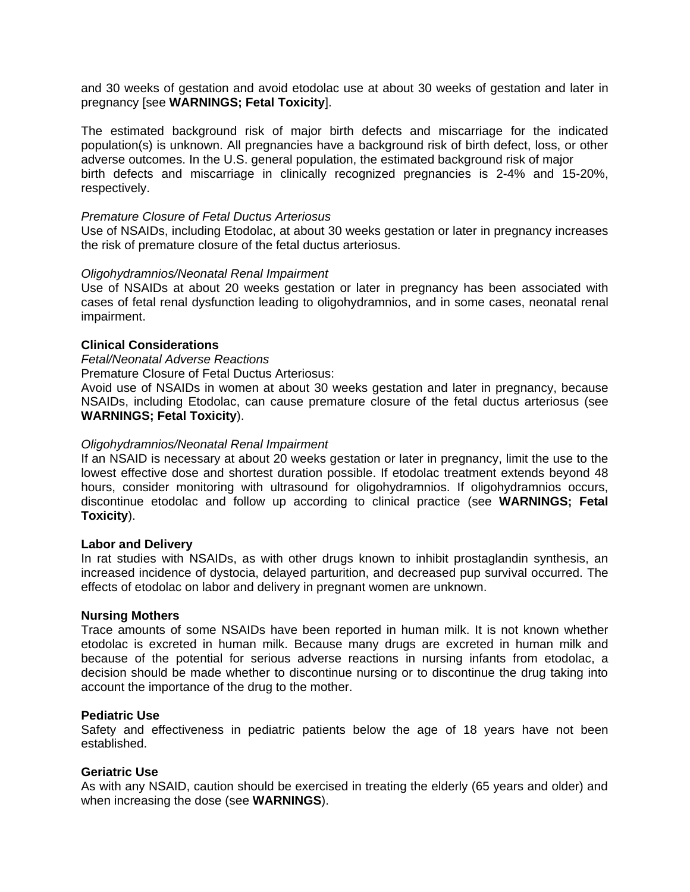and 30 weeks of gestation and avoid etodolac use at about 30 weeks of gestation and later in pregnancy [see **WARNINGS; Fetal Toxicity**].

The estimated background risk of major birth defects and miscarriage for the indicated population(s) is unknown. All pregnancies have a background risk of birth defect, loss, or other adverse outcomes. In the U.S. general population, the estimated background risk of major birth defects and miscarriage in clinically recognized pregnancies is 2-4% and 15-20%, respectively.

*Premature Closure of Fetal Ductus Arteriosus*
Use of NSAIDs, including Etodolac, at about 30 weeks gestation or later in pregnancy increases the risk of premature closure of the fetal ductus arteriosus.

*Oligohydramnios/Neonatal Renal Impairment*
Use of NSAIDs at about 20 weeks gestation or later in pregnancy has been associated with cases of fetal renal dysfunction leading to oligohydramnios, and in some cases, neonatal renal impairment.

**Clinical Considerations**
*Fetal/Neonatal Adverse Reactions*
Premature Closure of Fetal Ductus Arteriosus:
Avoid use of NSAIDs in women at about 30 weeks gestation and later in pregnancy, because NSAIDs, including Etodolac, can cause premature closure of the fetal ductus arteriosus (see **WARNINGS; Fetal Toxicity**).

*Oligohydramnios/Neonatal Renal Impairment*
If an NSAID is necessary at about 20 weeks gestation or later in pregnancy, limit the use to the lowest effective dose and shortest duration possible. If etodolac treatment extends beyond 48 hours, consider monitoring with ultrasound for oligohydramnios. If oligohydramnios occurs, discontinue etodolac and follow up according to clinical practice (see **WARNINGS; Fetal Toxicity**).

**Labor and Delivery**
In rat studies with NSAIDs, as with other drugs known to inhibit prostaglandin synthesis, an increased incidence of dystocia, delayed parturition, and decreased pup survival occurred. The effects of etodolac on labor and delivery in pregnant women are unknown.

**Nursing Mothers**
Trace amounts of some NSAIDs have been reported in human milk. It is not known whether etodolac is excreted in human milk. Because many drugs are excreted in human milk and because of the potential for serious adverse reactions in nursing infants from etodolac, a decision should be made whether to discontinue nursing or to discontinue the drug taking into account the importance of the drug to the mother.

**Pediatric Use**
Safety and effectiveness in pediatric patients below the age of 18 years have not been established.

**Geriatric Use**
As with any NSAID, caution should be exercised in treating the elderly (65 years and older) and when increasing the dose (see **WARNINGS**).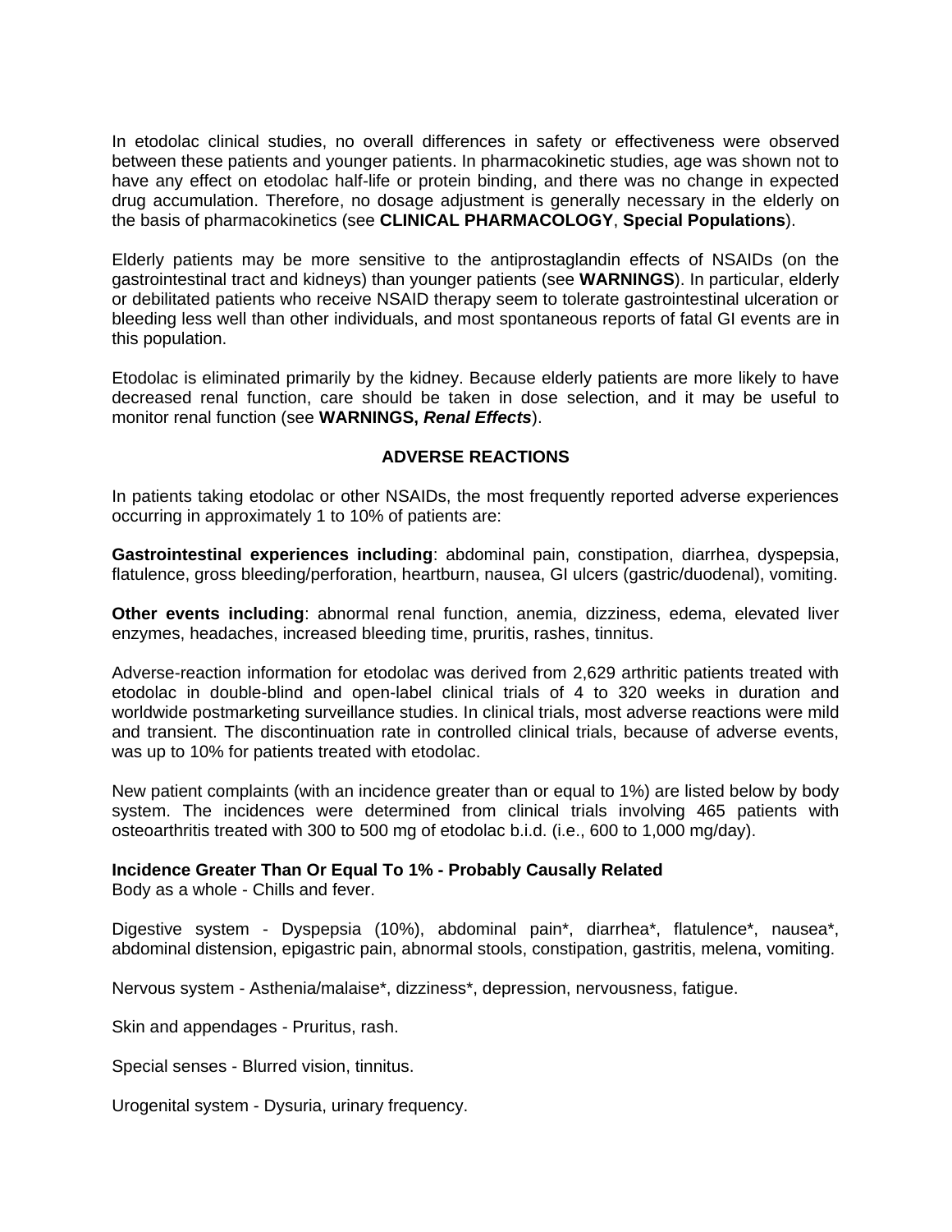In etodolac clinical studies, no overall differences in safety or effectiveness were observed between these patients and younger patients. In pharmacokinetic studies, age was shown not to have any effect on etodolac half-life or protein binding, and there was no change in expected drug accumulation. Therefore, no dosage adjustment is generally necessary in the elderly on the basis of pharmacokinetics (see **CLINICAL PHARMACOLOGY**, **Special Populations**).

Elderly patients may be more sensitive to the antiprostaglandin effects of NSAIDs (on the gastrointestinal tract and kidneys) than younger patients (see **WARNINGS**). In particular, elderly or debilitated patients who receive NSAID therapy seem to tolerate gastrointestinal ulceration or bleeding less well than other individuals, and most spontaneous reports of fatal GI events are in this population.

Etodolac is eliminated primarily by the kidney. Because elderly patients are more likely to have decreased renal function, care should be taken in dose selection, and it may be useful to monitor renal function (see **WARNINGS,** ***Renal Effects***).

## ADVERSE REACTIONS

In patients taking etodolac or other NSAIDs, the most frequently reported adverse experiences occurring in approximately 1 to 10% of patients are:

**Gastrointestinal experiences including**: abdominal pain, constipation, diarrhea, dyspepsia, flatulence, gross bleeding/perforation, heartburn, nausea, GI ulcers (gastric/duodenal), vomiting.

**Other events including**: abnormal renal function, anemia, dizziness, edema, elevated liver enzymes, headaches, increased bleeding time, pruritis, rashes, tinnitus.

Adverse-reaction information for etodolac was derived from 2,629 arthritic patients treated with etodolac in double-blind and open-label clinical trials of 4 to 320 weeks in duration and worldwide postmarketing surveillance studies. In clinical trials, most adverse reactions were mild and transient. The discontinuation rate in controlled clinical trials, because of adverse events, was up to 10% for patients treated with etodolac.

New patient complaints (with an incidence greater than or equal to 1%) are listed below by body system. The incidences were determined from clinical trials involving 465 patients with osteoarthritis treated with 300 to 500 mg of etodolac b.i.d. (i.e., 600 to 1,000 mg/day).

**Incidence Greater Than Or Equal To 1% - Probably Causally Related**
Body as a whole - Chills and fever.

Digestive system - Dyspepsia (10%), abdominal pain*, diarrhea*, flatulence*, nausea*, abdominal distension, epigastric pain, abnormal stools, constipation, gastritis, melena, vomiting.

Nervous system - Asthenia/malaise*, dizziness*, depression, nervousness, fatigue.

Skin and appendages - Pruritus, rash.

Special senses - Blurred vision, tinnitus.

Urogenital system - Dysuria, urinary frequency.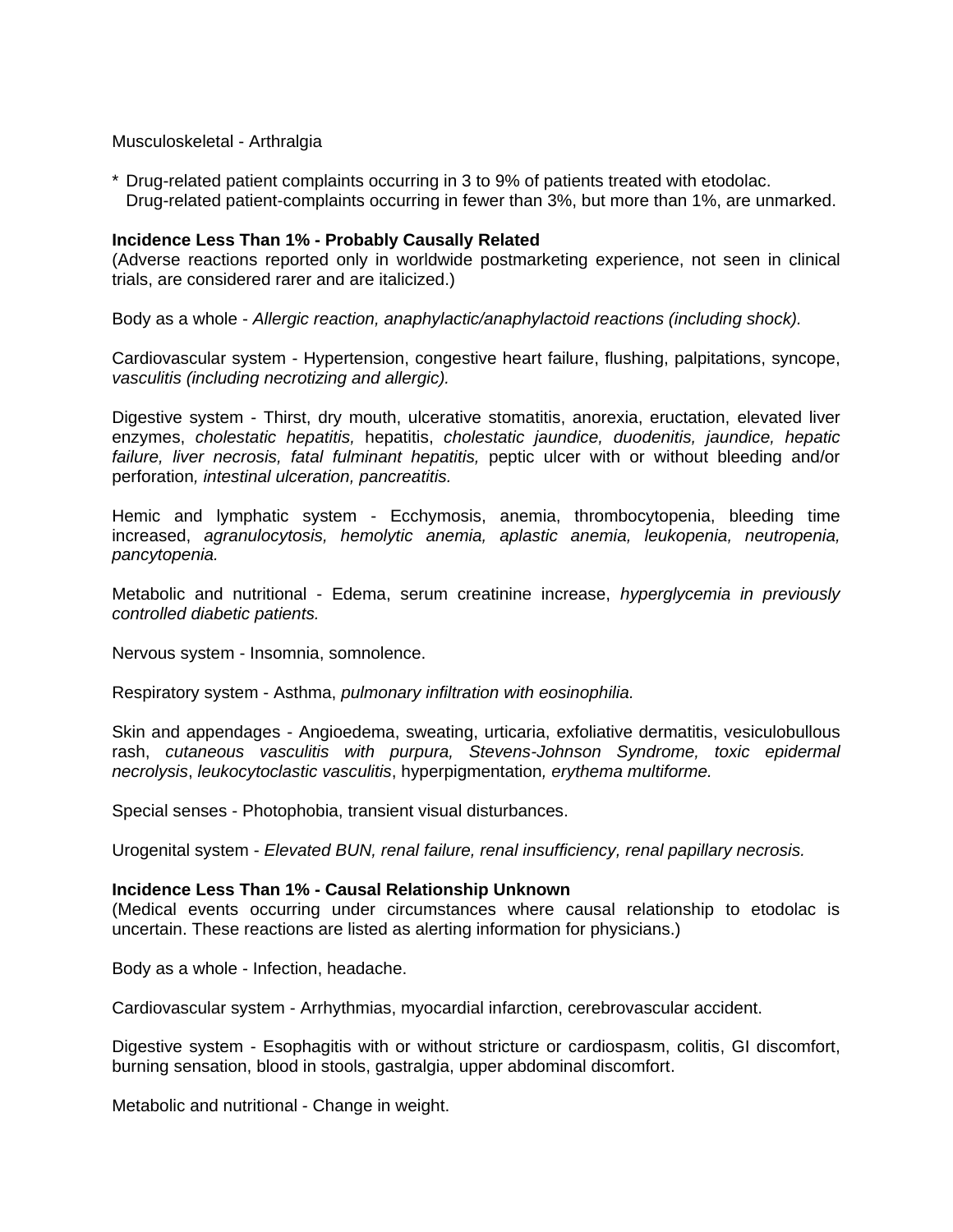Musculoskeletal - Arthralgia

* Drug-related patient complaints occurring in 3 to 9% of patients treated with etodolac. Drug-related patient-complaints occurring in fewer than 3%, but more than 1%, are unmarked.

**Incidence Less Than 1% - Probably Causally Related**
(Adverse reactions reported only in worldwide postmarketing experience, not seen in clinical trials, are considered rarer and are italicized.)

Body as a whole - *Allergic reaction, anaphylactic/anaphylactoid reactions (including shock).*

Cardiovascular system - Hypertension, congestive heart failure, flushing, palpitations, syncope, *vasculitis (including necrotizing and allergic).*

Digestive system - Thirst, dry mouth, ulcerative stomatitis, anorexia, eructation, elevated liver enzymes, *cholestatic hepatitis,* hepatitis, *cholestatic jaundice, duodenitis, jaundice, hepatic failure, liver necrosis, fatal fulminant hepatitis,* peptic ulcer with or without bleeding and/or perforation*, intestinal ulceration, pancreatitis.*

Hemic and lymphatic system - Ecchymosis, anemia, thrombocytopenia, bleeding time increased, *agranulocytosis, hemolytic anemia, aplastic anemia, leukopenia, neutropenia, pancytopenia.*

Metabolic and nutritional - Edema, serum creatinine increase, *hyperglycemia in previously controlled diabetic patients.*

Nervous system - Insomnia, somnolence.

Respiratory system - Asthma, *pulmonary infiltration with eosinophilia.*

Skin and appendages - Angioedema, sweating, urticaria, exfoliative dermatitis, vesiculobullous rash, *cutaneous vasculitis with purpura, Stevens-Johnson Syndrome, toxic epidermal necrolysis*, *leukocytoclastic vasculitis*, hyperpigmentation*, erythema multiforme.*

Special senses - Photophobia, transient visual disturbances.

Urogenital system - *Elevated BUN, renal failure, renal insufficiency, renal papillary necrosis.*

**Incidence Less Than 1% - Causal Relationship Unknown**
(Medical events occurring under circumstances where causal relationship to etodolac is uncertain. These reactions are listed as alerting information for physicians.)

Body as a whole - Infection, headache.

Cardiovascular system - Arrhythmias, myocardial infarction, cerebrovascular accident.

Digestive system - Esophagitis with or without stricture or cardiospasm, colitis, GI discomfort, burning sensation, blood in stools, gastralgia, upper abdominal discomfort.

Metabolic and nutritional - Change in weight.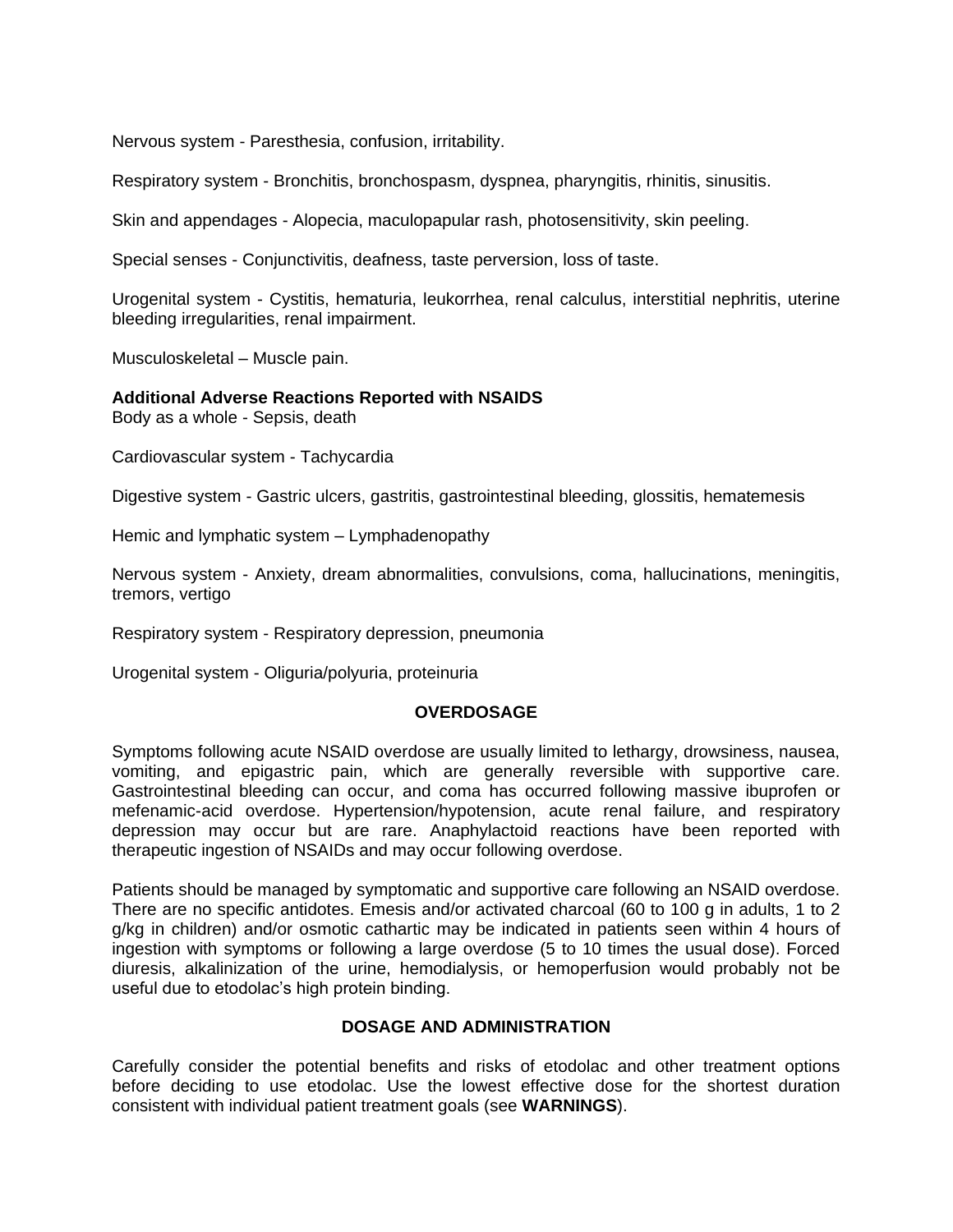Nervous system - Paresthesia, confusion, irritability.

Respiratory system - Bronchitis, bronchospasm, dyspnea, pharyngitis, rhinitis, sinusitis.

Skin and appendages - Alopecia, maculopapular rash, photosensitivity, skin peeling.

Special senses - Conjunctivitis, deafness, taste perversion, loss of taste.

Urogenital system - Cystitis, hematuria, leukorrhea, renal calculus, interstitial nephritis, uterine bleeding irregularities, renal impairment.

Musculoskeletal – Muscle pain.

**Additional Adverse Reactions Reported with NSAIDS**

Body as a whole - Sepsis, death

Cardiovascular system - Tachycardia

Digestive system - Gastric ulcers, gastritis, gastrointestinal bleeding, glossitis, hematemesis

Hemic and lymphatic system – Lymphadenopathy

Nervous system - Anxiety, dream abnormalities, convulsions, coma, hallucinations, meningitis, tremors, vertigo

Respiratory system - Respiratory depression, pneumonia

Urogenital system - Oliguria/polyuria, proteinuria

## OVERDOSAGE

Symptoms following acute NSAID overdose are usually limited to lethargy, drowsiness, nausea, vomiting, and epigastric pain, which are generally reversible with supportive care. Gastrointestinal bleeding can occur, and coma has occurred following massive ibuprofen or mefenamic-acid overdose. Hypertension/hypotension, acute renal failure, and respiratory depression may occur but are rare. Anaphylactoid reactions have been reported with therapeutic ingestion of NSAIDs and may occur following overdose.

Patients should be managed by symptomatic and supportive care following an NSAID overdose. There are no specific antidotes. Emesis and/or activated charcoal (60 to 100 g in adults, 1 to 2 g/kg in children) and/or osmotic cathartic may be indicated in patients seen within 4 hours of ingestion with symptoms or following a large overdose (5 to 10 times the usual dose). Forced diuresis, alkalinization of the urine, hemodialysis, or hemoperfusion would probably not be useful due to etodolac's high protein binding.

## DOSAGE AND ADMINISTRATION

Carefully consider the potential benefits and risks of etodolac and other treatment options before deciding to use etodolac. Use the lowest effective dose for the shortest duration consistent with individual patient treatment goals (see **WARNINGS**).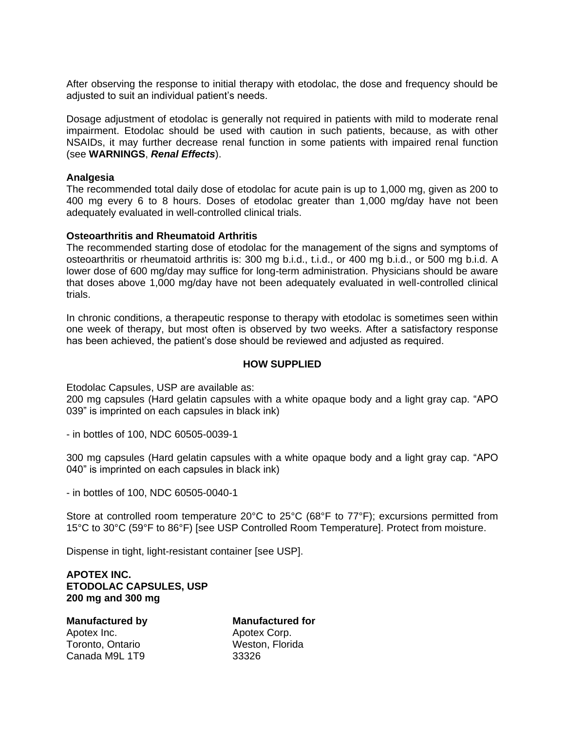After observing the response to initial therapy with etodolac, the dose and frequency should be adjusted to suit an individual patient's needs.

Dosage adjustment of etodolac is generally not required in patients with mild to moderate renal impairment. Etodolac should be used with caution in such patients, because, as with other NSAIDs, it may further decrease renal function in some patients with impaired renal function (see **WARNINGS**, ***Renal Effects***).

**Analgesia**

The recommended total daily dose of etodolac for acute pain is up to 1,000 mg, given as 200 to 400 mg every 6 to 8 hours. Doses of etodolac greater than 1,000 mg/day have not been adequately evaluated in well-controlled clinical trials.

**Osteoarthritis and Rheumatoid Arthritis**

The recommended starting dose of etodolac for the management of the signs and symptoms of osteoarthritis or rheumatoid arthritis is: 300 mg b.i.d., t.i.d., or 400 mg b.i.d., or 500 mg b.i.d. A lower dose of 600 mg/day may suffice for long-term administration. Physicians should be aware that doses above 1,000 mg/day have not been adequately evaluated in well-controlled clinical trials.

In chronic conditions, a therapeutic response to therapy with etodolac is sometimes seen within one week of therapy, but most often is observed by two weeks. After a satisfactory response has been achieved, the patient's dose should be reviewed and adjusted as required.

## HOW SUPPLIED

Etodolac Capsules, USP are available as:
200 mg capsules (Hard gelatin capsules with a white opaque body and a light gray cap. "APO 039" is imprinted on each capsules in black ink)

- in bottles of 100, NDC 60505-0039-1

300 mg capsules (Hard gelatin capsules with a white opaque body and a light gray cap. "APO 040" is imprinted on each capsules in black ink)

- in bottles of 100, NDC 60505-0040-1

Store at controlled room temperature 20°C to 25°C (68°F to 77°F); excursions permitted from 15°C to 30°C (59°F to 86°F) [see USP Controlled Room Temperature]. Protect from moisture.

Dispense in tight, light-resistant container [see USP].

**APOTEX INC.**
**ETODOLAC CAPSULES, USP**
**200 mg and 300 mg**

**Manufactured by**
Apotex Inc.
Toronto, Ontario
Canada M9L 1T9

**Manufactured for**
Apotex Corp.
Weston, Florida
33326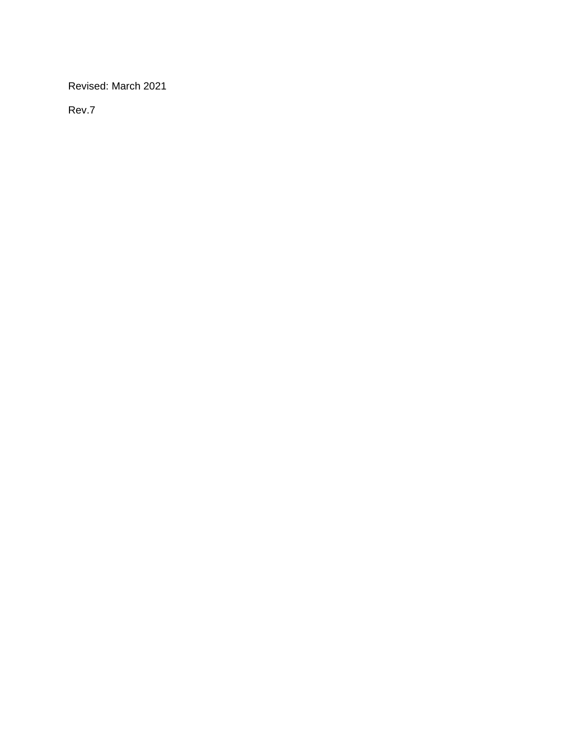Revised: March 2021

Rev.7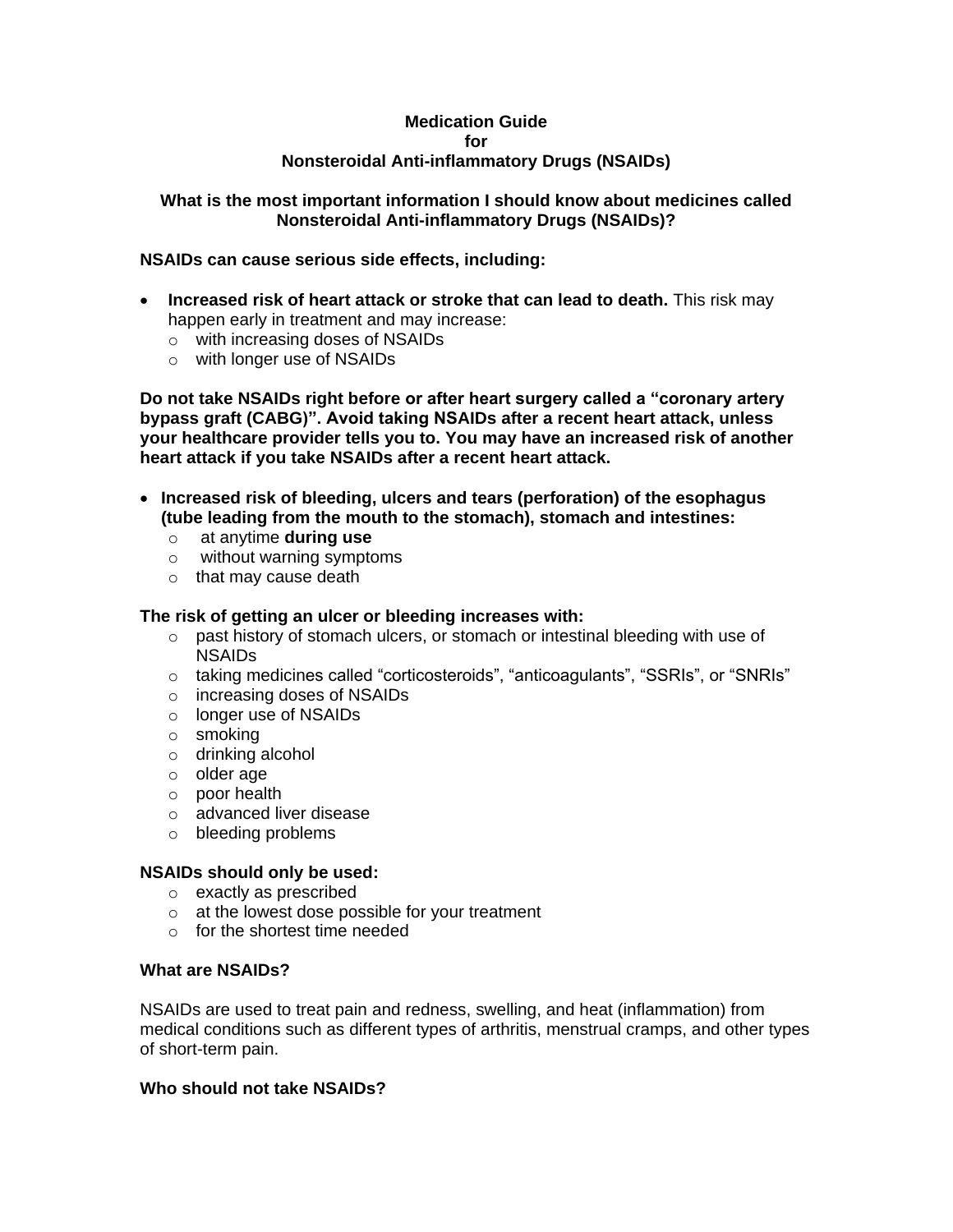# Medication Guide for Nonsteroidal Anti-inflammatory Drugs (NSAIDs)

## What is the most important information I should know about medicines called Nonsteroidal Anti-inflammatory Drugs (NSAIDs)?

**NSAIDs can cause serious side effects, including:**

- **Increased risk of heart attack or stroke that can lead to death.** This risk may happen early in treatment and may increase:
  - with increasing doses of NSAIDs
  - with longer use of NSAIDs

**Do not take NSAIDs right before or after heart surgery called a "coronary artery bypass graft (CABG)". Avoid taking NSAIDs after a recent heart attack, unless your healthcare provider tells you to. You may have an increased risk of another heart attack if you take NSAIDs after a recent heart attack.**

- **Increased risk of bleeding, ulcers and tears (perforation) of the esophagus (tube leading from the mouth to the stomach), stomach and intestines:**
  - at anytime **during use**
  - without warning symptoms
  - that may cause death

**The risk of getting an ulcer or bleeding increases with:**
- past history of stomach ulcers, or stomach or intestinal bleeding with use of NSAIDs
- taking medicines called "corticosteroids", "anticoagulants", "SSRIs", or "SNRIs"
- increasing doses of NSAIDs
- longer use of NSAIDs
- smoking
- drinking alcohol
- older age
- poor health
- advanced liver disease
- bleeding problems

**NSAIDs should only be used:**
- exactly as prescribed
- at the lowest dose possible for your treatment
- for the shortest time needed

**What are NSAIDs?**

NSAIDs are used to treat pain and redness, swelling, and heat (inflammation) from medical conditions such as different types of arthritis, menstrual cramps, and other types of short-term pain.

**Who should not take NSAIDs?**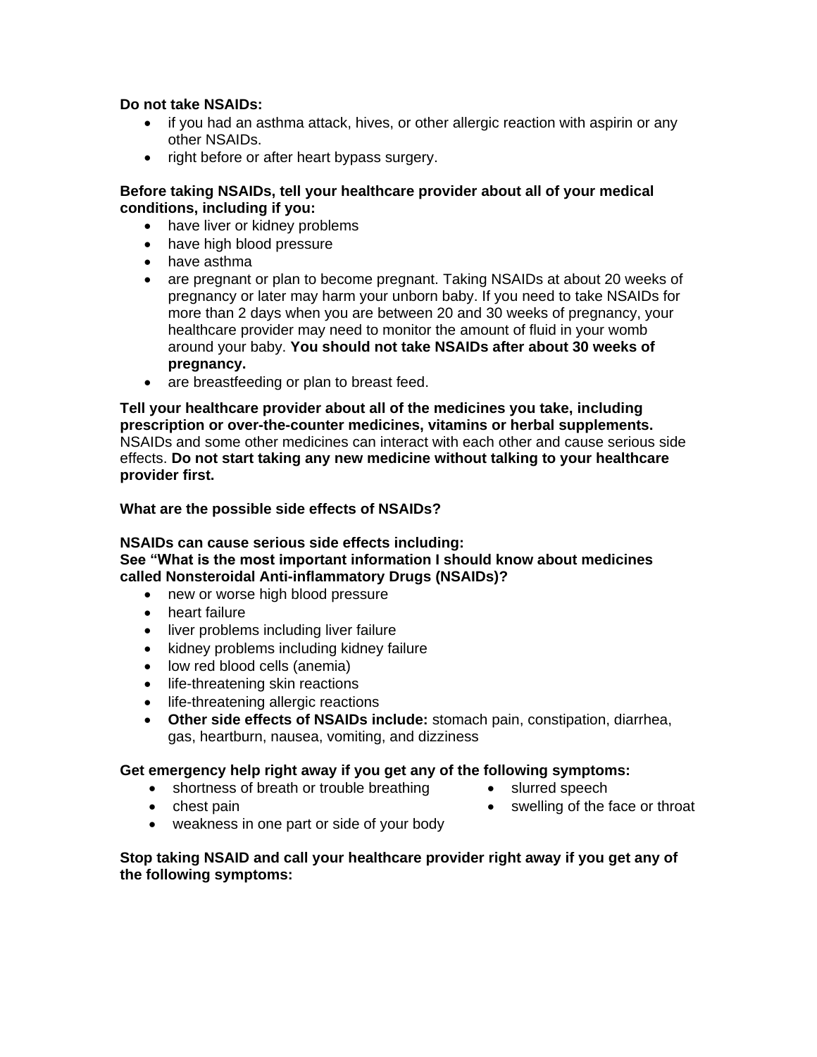**Do not take NSAIDs:**

- if you had an asthma attack, hives, or other allergic reaction with aspirin or any other NSAIDs.
- right before or after heart bypass surgery.

**Before taking NSAIDs, tell your healthcare provider about all of your medical conditions, including if you:**

- have liver or kidney problems
- have high blood pressure
- have asthma
- are pregnant or plan to become pregnant. Taking NSAIDs at about 20 weeks of pregnancy or later may harm your unborn baby. If you need to take NSAIDs for more than 2 days when you are between 20 and 30 weeks of pregnancy, your healthcare provider may need to monitor the amount of fluid in your womb around your baby. **You should not take NSAIDs after about 30 weeks of pregnancy.**
- are breastfeeding or plan to breast feed.

**Tell your healthcare provider about all of the medicines you take, including prescription or over-the-counter medicines, vitamins or herbal supplements.** NSAIDs and some other medicines can interact with each other and cause serious side effects. **Do not start taking any new medicine without talking to your healthcare provider first.**

**What are the possible side effects of NSAIDs?**

**NSAIDs can cause serious side effects including:**
**See "What is the most important information I should know about medicines called Nonsteroidal Anti-inflammatory Drugs (NSAIDs)?**

- new or worse high blood pressure
- heart failure
- liver problems including liver failure
- kidney problems including kidney failure
- low red blood cells (anemia)
- life-threatening skin reactions
- life-threatening allergic reactions
- **Other side effects of NSAIDs include:** stomach pain, constipation, diarrhea, gas, heartburn, nausea, vomiting, and dizziness

**Get emergency help right away if you get any of the following symptoms:**

- shortness of breath or trouble breathing
- chest pain
- weakness in one part or side of your body
- slurred speech
- swelling of the face or throat

**Stop taking NSAID and call your healthcare provider right away if you get any of the following symptoms:**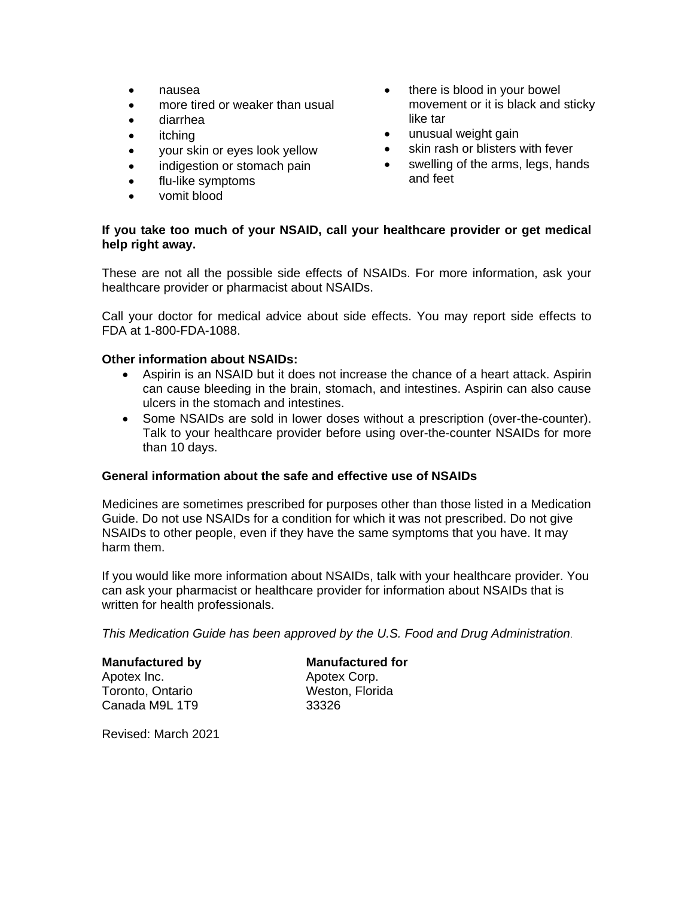- nausea
- more tired or weaker than usual
- diarrhea
- itching
- your skin or eyes look yellow
- indigestion or stomach pain
- flu-like symptoms
- vomit blood
- there is blood in your bowel movement or it is black and sticky like tar
- unusual weight gain
- skin rash or blisters with fever
- swelling of the arms, legs, hands and feet

**If you take too much of your NSAID, call your healthcare provider or get medical help right away.**

These are not all the possible side effects of NSAIDs. For more information, ask your healthcare provider or pharmacist about NSAIDs.

Call your doctor for medical advice about side effects. You may report side effects to FDA at 1-800-FDA-1088.

**Other information about NSAIDs:**

- Aspirin is an NSAID but it does not increase the chance of a heart attack. Aspirin can cause bleeding in the brain, stomach, and intestines. Aspirin can also cause ulcers in the stomach and intestines.
- Some NSAIDs are sold in lower doses without a prescription (over-the-counter). Talk to your healthcare provider before using over-the-counter NSAIDs for more than 10 days.

**General information about the safe and effective use of NSAIDs**

Medicines are sometimes prescribed for purposes other than those listed in a Medication Guide. Do not use NSAIDs for a condition for which it was not prescribed. Do not give NSAIDs to other people, even if they have the same symptoms that you have. It may harm them.

If you would like more information about NSAIDs, talk with your healthcare provider. You can ask your pharmacist or healthcare provider for information about NSAIDs that is written for health professionals.

*This Medication Guide has been approved by the U.S. Food and Drug Administration.*

**Manufactured by**
Apotex Inc.
Toronto, Ontario
Canada M9L 1T9

**Manufactured for**
Apotex Corp.
Weston, Florida
33326

Revised: March 2021